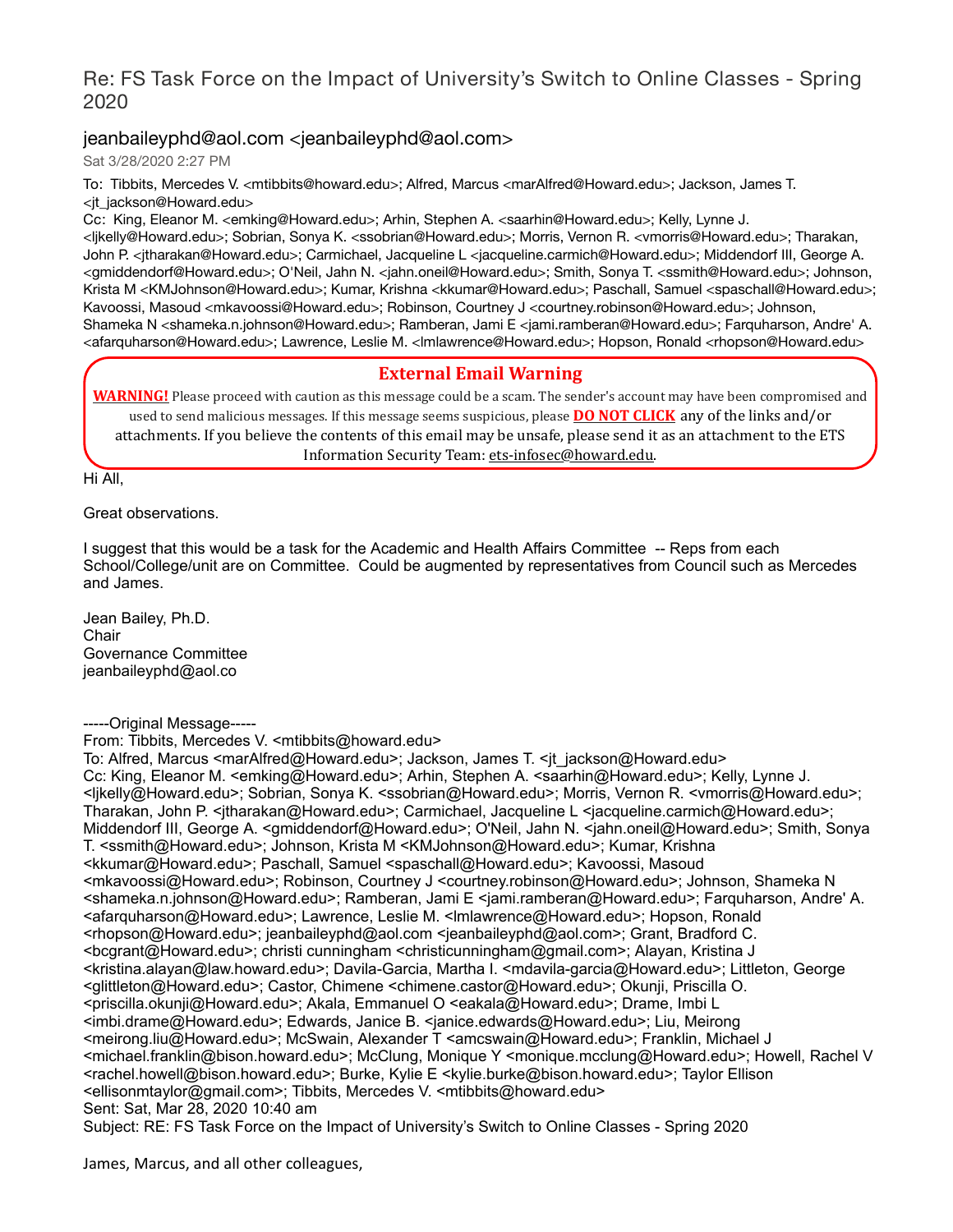# Re: FS Task Force on the Impact of University's Switch to Online Classes - Spring 2020

## jeanbaileyphd@aol.com <jeanbaileyphd@aol.com>

Sat 3/28/2020 2:27 PM

To: Tibbits, Mercedes V. <mtibbits@howard.edu>; Alfred, Marcus <marAlfred@Howard.edu>; Jackson, James T. <jt_jackson@Howard.edu>

Cc: King, Eleanor M. <emking@Howard.edu>; Arhin, Stephen A. <saarhin@Howard.edu>; Kelly, Lynne J. <ljkelly@Howard.edu>; Sobrian, Sonya K. <ssobrian@Howard.edu>; Morris, Vernon R. <vmorris@Howard.edu>; Tharakan, John P. <jtharakan@Howard.edu>; Carmichael, Jacqueline L <jacqueline.carmich@Howard.edu>; Middendorf III, George A. <gmiddendorf@Howard.edu>; O'Neil, Jahn N. <jahn.oneil@Howard.edu>; Smith, Sonya T. <ssmith@Howard.edu>; Johnson, Krista M <KMJohnson@Howard.edu>; Kumar, Krishna <kkumar@Howard.edu>; Paschall, Samuel <spaschall@Howard.edu>; Kavoossi, Masoud <mkavoossi@Howard.edu>; Robinson, Courtney J <courtney.robinson@Howard.edu>; Johnson, Shameka N <shameka.n.johnson@Howard.edu>; Ramberan, Jami E <jami.ramberan@Howard.edu>; Farquharson, Andre' A. <afarquharson@Howard.edu>; Lawrence, Leslie M. <lmlawrence@Howard.edu>; Hopson, Ronald <rhopson@Howard.edu>

**External Email Warning**

**WARNING!** Please proceed with caution as this message could be a scam. The sender's account may have been compromised and used to send malicious messages. If this message seems suspicious, please **DO NOT CLICK** any of the links and/or attachments. If you believe the contents of this email may be unsafe, please send it as an attachment to the ETS Information Security Team: ets-infosec@howard.edu.

Hi All,

Great observations.

I suggest that this would be a task for the Academic and Health Affairs Committee -- Reps from each School/College/unit are on Committee. Could be augmented by representatives from Council such as Mercedes and James.

Jean Bailey, Ph.D.
Chair
Governance Committee
jeanbaileyphd@aol.co

-----Original Message-----
From: Tibbits, Mercedes V. <mtibbits@howard.edu>
To: Alfred, Marcus <marAlfred@Howard.edu>; Jackson, James T. <jt_jackson@Howard.edu>
Cc: King, Eleanor M. <emking@Howard.edu>; Arhin, Stephen A. <saarhin@Howard.edu>; Kelly, Lynne J. <ljkelly@Howard.edu>; Sobrian, Sonya K. <ssobrian@Howard.edu>; Morris, Vernon R. <vmorris@Howard.edu>; Tharakan, John P. <jtharakan@Howard.edu>; Carmichael, Jacqueline L <jacqueline.carmich@Howard.edu>; Middendorf III, George A. <gmiddendorf@Howard.edu>; O'Neil, Jahn N. <jahn.oneil@Howard.edu>; Smith, Sonya T. <ssmith@Howard.edu>; Johnson, Krista M <KMJohnson@Howard.edu>; Kumar, Krishna <kkumar@Howard.edu>; Paschall, Samuel <spaschall@Howard.edu>; Kavoossi, Masoud <mkavoossi@Howard.edu>; Robinson, Courtney J <courtney.robinson@Howard.edu>; Johnson, Shameka N <shameka.n.johnson@Howard.edu>; Ramberan, Jami E <jami.ramberan@Howard.edu>; Farquharson, Andre' A. <afarquharson@Howard.edu>; Lawrence, Leslie M. <lmlawrence@Howard.edu>; Hopson, Ronald <rhopson@Howard.edu>; jeanbaileyphd@aol.com <jeanbaileyphd@aol.com>; Grant, Bradford C. <bcgrant@Howard.edu>; christi cunningham <christicunningham@gmail.com>; Alayan, Kristina J <kristina.alayan@law.howard.edu>; Davila-Garcia, Martha I. <mdavila-garcia@Howard.edu>; Littleton, George <glittleton@Howard.edu>; Castor, Chimene <chimene.castor@Howard.edu>; Okunji, Priscilla O. <priscilla.okunji@Howard.edu>; Akala, Emmanuel O <eakala@Howard.edu>; Drame, Imbi L <imbi.drame@Howard.edu>; Edwards, Janice B. <janice.edwards@Howard.edu>; Liu, Meirong <meirong.liu@Howard.edu>; McSwain, Alexander T <amcswain@Howard.edu>; Franklin, Michael J <michael.franklin@bison.howard.edu>; McClung, Monique Y <monique.mcclung@Howard.edu>; Howell, Rachel V <rachel.howell@bison.howard.edu>; Burke, Kylie E <kylie.burke@bison.howard.edu>; Taylor Ellison <ellisonmtaylor@gmail.com>; Tibbits, Mercedes V. <mtibbits@howard.edu>
Sent: Sat, Mar 28, 2020 10:40 am
Subject: RE: FS Task Force on the Impact of University's Switch to Online Classes - Spring 2020

James, Marcus, and all other colleagues,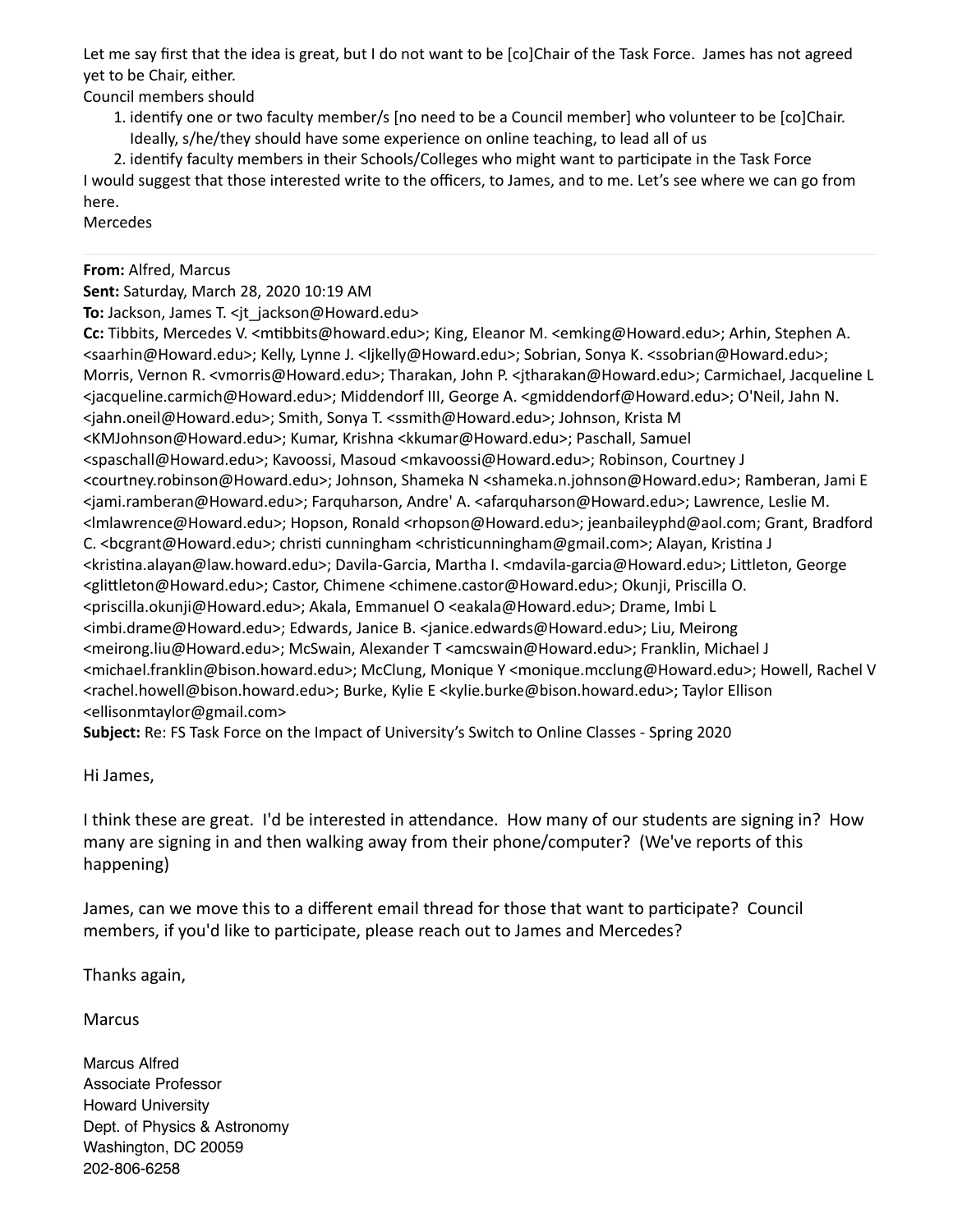Let me say first that the idea is great, but I do not want to be [co]Chair of the Task Force. James has not agreed yet to be Chair, either.

Council members should

1. identify one or two faculty member/s [no need to be a Council member] who volunteer to be [co]Chair. Ideally, s/he/they should have some experience on online teaching, to lead all of us
2. identify faculty members in their Schools/Colleges who might want to participate in the Task Force

I would suggest that those interested write to the officers, to James, and to me. Let's see where we can go from here.

Mercedes

---

**From:** Alfred, Marcus
**Sent:** Saturday, March 28, 2020 10:19 AM
**To:** Jackson, James T. <jt_jackson@Howard.edu>
**Cc:** Tibbits, Mercedes V. <mtibbits@howard.edu>; King, Eleanor M. <emking@Howard.edu>; Arhin, Stephen A. <saarhin@Howard.edu>; Kelly, Lynne J. <ljkelly@Howard.edu>; Sobrian, Sonya K. <ssobrian@Howard.edu>; Morris, Vernon R. <vmorris@Howard.edu>; Tharakan, John P. <jtharakan@Howard.edu>; Carmichael, Jacqueline L <jacqueline.carmich@Howard.edu>; Middendorf III, George A. <gmiddendorf@Howard.edu>; O'Neil, Jahn N. <jahn.oneil@Howard.edu>; Smith, Sonya T. <ssmith@Howard.edu>; Johnson, Krista M <KMJohnson@Howard.edu>; Kumar, Krishna <kkumar@Howard.edu>; Paschall, Samuel <spaschall@Howard.edu>; Kavoossi, Masoud <mkavoossi@Howard.edu>; Robinson, Courtney J <courtney.robinson@Howard.edu>; Johnson, Shameka N <shameka.n.johnson@Howard.edu>; Ramberan, Jami E <jami.ramberan@Howard.edu>; Farquharson, Andre' A. <afarquharson@Howard.edu>; Lawrence, Leslie M. <lmlawrence@Howard.edu>; Hopson, Ronald <rhopson@Howard.edu>; jeanbaileyphd@aol.com; Grant, Bradford C. <bcgrant@Howard.edu>; christi cunningham <christicunningham@gmail.com>; Alayan, Kristina J <kristina.alayan@law.howard.edu>; Davila-Garcia, Martha I. <mdavila-garcia@Howard.edu>; Littleton, George <glittleton@Howard.edu>; Castor, Chimene <chimene.castor@Howard.edu>; Okunji, Priscilla O. <priscilla.okunji@Howard.edu>; Akala, Emmanuel O <eakala@Howard.edu>; Drame, Imbi L <imbi.drame@Howard.edu>; Edwards, Janice B. <janice.edwards@Howard.edu>; Liu, Meirong <meirong.liu@Howard.edu>; McSwain, Alexander T <amcswain@Howard.edu>; Franklin, Michael J <michael.franklin@bison.howard.edu>; McClung, Monique Y <monique.mcclung@Howard.edu>; Howell, Rachel V <rachel.howell@bison.howard.edu>; Burke, Kylie E <kylie.burke@bison.howard.edu>; Taylor Ellison <ellisonmtaylor@gmail.com>
**Subject:** Re: FS Task Force on the Impact of University's Switch to Online Classes - Spring 2020

Hi James,

I think these are great. I'd be interested in attendance. How many of our students are signing in? How many are signing in and then walking away from their phone/computer? (We've reports of this happening)

James, can we move this to a different email thread for those that want to participate? Council members, if you'd like to participate, please reach out to James and Mercedes?

Thanks again,

Marcus

Marcus Alfred
Associate Professor
Howard University
Dept. of Physics & Astronomy
Washington, DC 20059
202-806-6258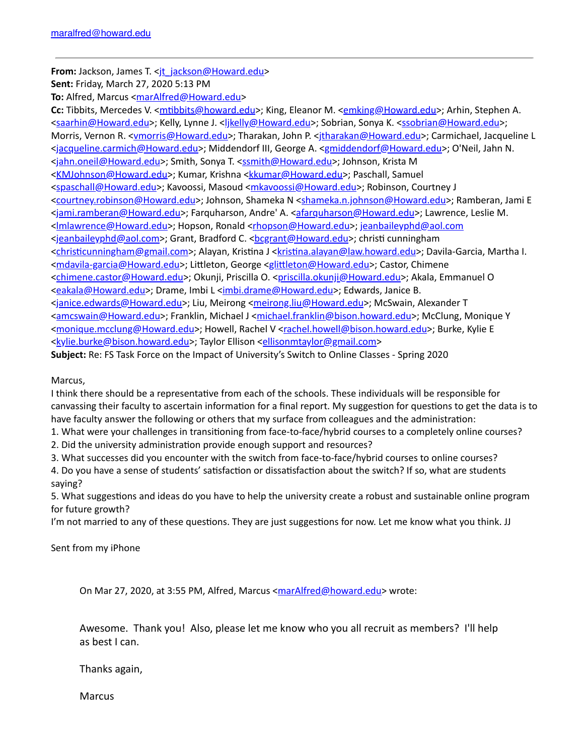maralfred@howard.edu

---

**From:** Jackson, James T. <jt_jackson@Howard.edu>
**Sent:** Friday, March 27, 2020 5:13 PM
**To:** Alfred, Marcus <marAlfred@Howard.edu>
**Cc:** Tibbits, Mercedes V. <mtibbits@howard.edu>; King, Eleanor M. <emking@Howard.edu>; Arhin, Stephen A. <saarhin@Howard.edu>; Kelly, Lynne J. <ljkelly@Howard.edu>; Sobrian, Sonya K. <ssobrian@Howard.edu>; Morris, Vernon R. <vmorris@Howard.edu>; Tharakan, John P. <jtharakan@Howard.edu>; Carmichael, Jacqueline L <jacqueline.carmich@Howard.edu>; Middendorf III, George A. <gmiddendorf@Howard.edu>; O'Neil, Jahn N. <jahn.oneil@Howard.edu>; Smith, Sonya T. <ssmith@Howard.edu>; Johnson, Krista M <KMJohnson@Howard.edu>; Kumar, Krishna <kkumar@Howard.edu>; Paschall, Samuel <spaschall@Howard.edu>; Kavoossi, Masoud <mkavoossi@Howard.edu>; Robinson, Courtney J <courtney.robinson@Howard.edu>; Johnson, Shameka N <shameka.n.johnson@Howard.edu>; Ramberan, Jami E <jami.ramberan@Howard.edu>; Farquharson, Andre' A. <afarquharson@Howard.edu>; Lawrence, Leslie M. <lmlawrence@Howard.edu>; Hopson, Ronald <rhopson@Howard.edu>; jeanbaileyphd@aol.com <jeanbaileyphd@aol.com>; Grant, Bradford C. <bcgrant@Howard.edu>; christi cunningham <christicunningham@gmail.com>; Alayan, Kristina J <kristina.alayan@law.howard.edu>; Davila-Garcia, Martha I. <mdavila-garcia@Howard.edu>; Littleton, George <glittleton@Howard.edu>; Castor, Chimene <chimene.castor@Howard.edu>; Okunji, Priscilla O. <priscilla.okunji@Howard.edu>; Akala, Emmanuel O <eakala@Howard.edu>; Drame, Imbi L <imbi.drame@Howard.edu>; Edwards, Janice B. <janice.edwards@Howard.edu>; Liu, Meirong <meirong.liu@Howard.edu>; McSwain, Alexander T <amcswain@Howard.edu>; Franklin, Michael J <michael.franklin@bison.howard.edu>; McClung, Monique Y <monique.mcclung@Howard.edu>; Howell, Rachel V <rachel.howell@bison.howard.edu>; Burke, Kylie E <kylie.burke@bison.howard.edu>; Taylor Ellison <ellisonmtaylor@gmail.com>
**Subject:** Re: FS Task Force on the Impact of University's Switch to Online Classes - Spring 2020

Marcus,
I think there should be a representative from each of the schools. These individuals will be responsible for canvassing their faculty to ascertain information for a final report. My suggestion for questions to get the data is to have faculty answer the following or others that my surface from colleagues and the administration:
1. What were your challenges in transitioning from face-to-face/hybrid courses to a completely online courses?
2. Did the university administration provide enough support and resources?
3. What successes did you encounter with the switch from face-to-face/hybrid courses to online courses?
4. Do you have a sense of students' satisfaction or dissatisfaction about the switch? If so, what are students saying?
5. What suggestions and ideas do you have to help the university create a robust and sustainable online program for future growth?
I'm not married to any of these questions. They are just suggestions for now. Let me know what you think. JJ

Sent from my iPhone

> On Mar 27, 2020, at 3:55 PM, Alfred, Marcus <marAlfred@howard.edu> wrote:
>
> Awesome. Thank you! Also, please let me know who you all recruit as members? I'll help as best I can.
>
> Thanks again,
>
> Marcus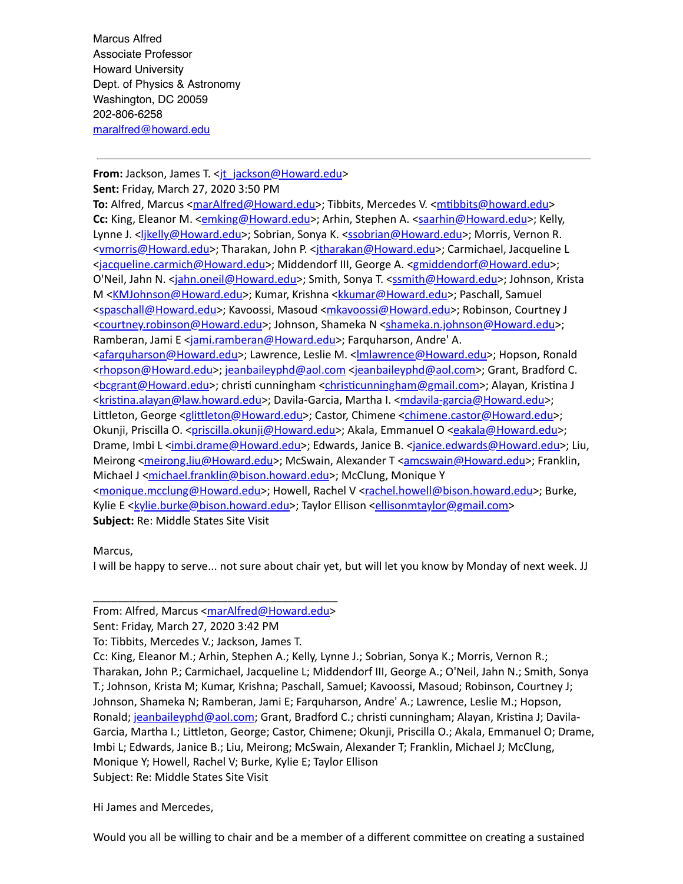Marcus Alfred
Associate Professor
Howard University
Dept. of Physics & Astronomy
Washington, DC 20059
202-806-6258
maralfred@howard.edu

---

**From:** Jackson, James T. <jt_jackson@Howard.edu>
**Sent:** Friday, March 27, 2020 3:50 PM
**To:** Alfred, Marcus <marAlfred@Howard.edu>; Tibbits, Mercedes V. <mtibbits@howard.edu>
**Cc:** King, Eleanor M. <emking@Howard.edu>; Arhin, Stephen A. <saarhin@Howard.edu>; Kelly, Lynne J. <ljkelly@Howard.edu>; Sobrian, Sonya K. <ssobrian@Howard.edu>; Morris, Vernon R. <vmorris@Howard.edu>; Tharakan, John P. <jtharakan@Howard.edu>; Carmichael, Jacqueline L <jacqueline.carmich@Howard.edu>; Middendorf III, George A. <gmiddendorf@Howard.edu>; O'Neil, Jahn N. <jahn.oneil@Howard.edu>; Smith, Sonya T. <ssmith@Howard.edu>; Johnson, Krista M <KMJohnson@Howard.edu>; Kumar, Krishna <kkumar@Howard.edu>; Paschall, Samuel <spaschall@Howard.edu>; Kavoossi, Masoud <mkavoossi@Howard.edu>; Robinson, Courtney J <courtney.robinson@Howard.edu>; Johnson, Shameka N <shameka.n.johnson@Howard.edu>; Ramberan, Jami E <jami.ramberan@Howard.edu>; Farquharson, Andre' A. <afarquharson@Howard.edu>; Lawrence, Leslie M. <lmlawrence@Howard.edu>; Hopson, Ronald <rhopson@Howard.edu>; jeanbaileyphd@aol.com <jeanbaileyphd@aol.com>; Grant, Bradford C. <bcgrant@Howard.edu>; christi cunningham <christicunningham@gmail.com>; Alayan, Kristina J <kristina.alayan@law.howard.edu>; Davila-Garcia, Martha I. <mdavila-garcia@Howard.edu>; Littleton, George <glittleton@Howard.edu>; Castor, Chimene <chimene.castor@Howard.edu>; Okunji, Priscilla O. <priscilla.okunji@Howard.edu>; Akala, Emmanuel O <eakala@Howard.edu>; Drame, Imbi L <imbi.drame@Howard.edu>; Edwards, Janice B. <janice.edwards@Howard.edu>; Liu, Meirong <meirong.liu@Howard.edu>; McSwain, Alexander T <amcswain@Howard.edu>; Franklin, Michael J <michael.franklin@bison.howard.edu>; McClung, Monique Y <monique.mcclung@Howard.edu>; Howell, Rachel V <rachel.howell@bison.howard.edu>; Burke, Kylie E <kylie.burke@bison.howard.edu>; Taylor Ellison <ellisonmtaylor@gmail.com>
**Subject:** Re: Middle States Site Visit

Marcus,
I will be happy to serve... not sure about chair yet, but will let you know by Monday of next week. JJ

---

From: Alfred, Marcus <marAlfred@Howard.edu>
Sent: Friday, March 27, 2020 3:42 PM
To: Tibbits, Mercedes V.; Jackson, James T.
Cc: King, Eleanor M.; Arhin, Stephen A.; Kelly, Lynne J.; Sobrian, Sonya K.; Morris, Vernon R.; Tharakan, John P.; Carmichael, Jacqueline L; Middendorf III, George A.; O'Neil, Jahn N.; Smith, Sonya T.; Johnson, Krista M; Kumar, Krishna; Paschall, Samuel; Kavoossi, Masoud; Robinson, Courtney J; Johnson, Shameka N; Ramberan, Jami E; Farquharson, Andre' A.; Lawrence, Leslie M.; Hopson, Ronald; jeanbaileyphd@aol.com; Grant, Bradford C.; christi cunningham; Alayan, Kristina J; Davila-Garcia, Martha I.; Littleton, George; Castor, Chimene; Okunji, Priscilla O.; Akala, Emmanuel O; Drame, Imbi L; Edwards, Janice B.; Liu, Meirong; McSwain, Alexander T; Franklin, Michael J; McClung, Monique Y; Howell, Rachel V; Burke, Kylie E; Taylor Ellison
Subject: Re: Middle States Site Visit

Hi James and Mercedes,

Would you all be willing to chair and be a member of a different committee on creating a sustained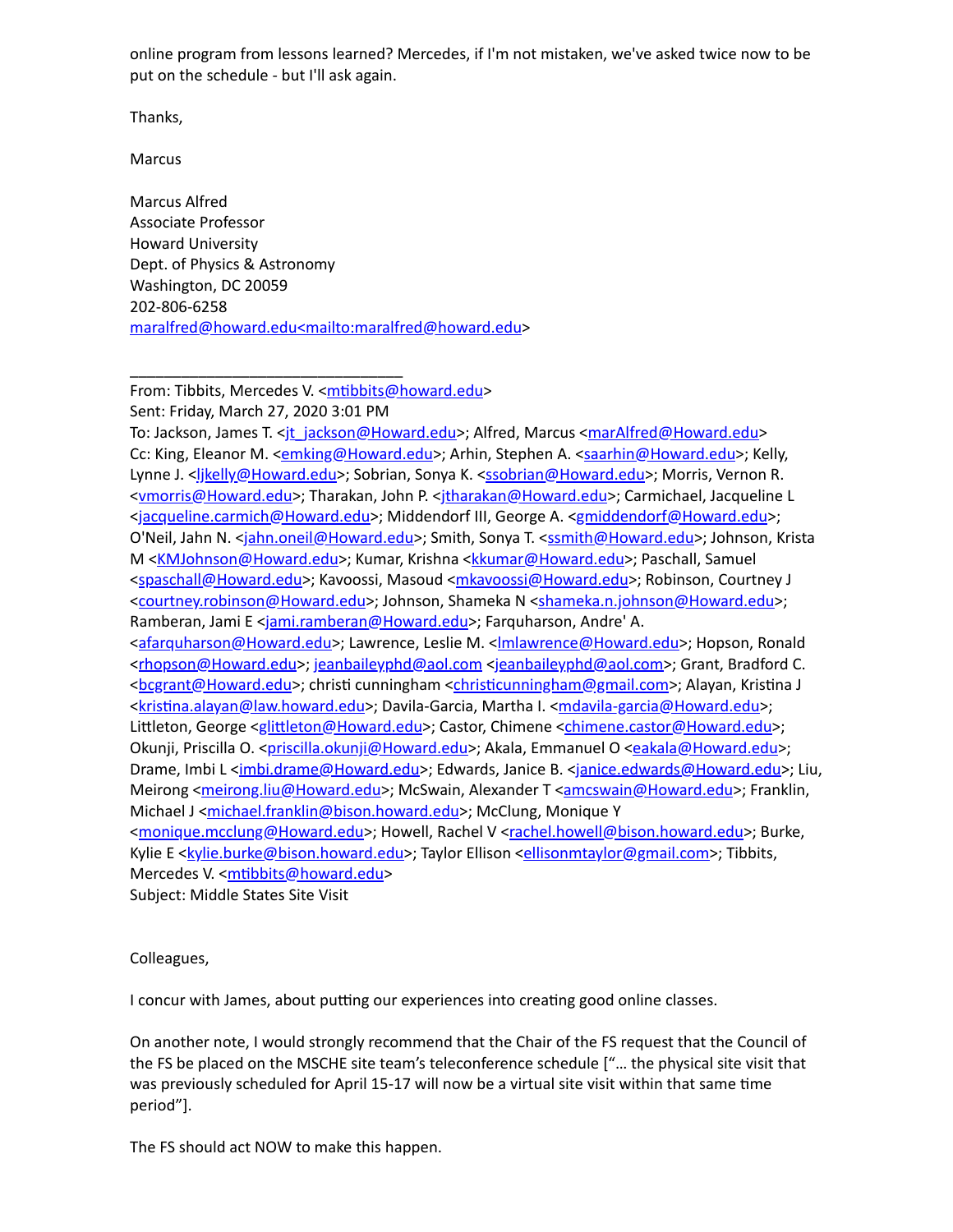online program from lessons learned? Mercedes, if I'm not mistaken, we've asked twice now to be put on the schedule - but I'll ask again.

Thanks,

Marcus

Marcus Alfred
Associate Professor
Howard University
Dept. of Physics & Astronomy
Washington, DC 20059
202-806-6258
maralfred@howard.edu<mailto:maralfred@howard.edu>

________________________________

From: Tibbits, Mercedes V. <mtibbits@howard.edu>
Sent: Friday, March 27, 2020 3:01 PM
To: Jackson, James T. <jt_jackson@Howard.edu>; Alfred, Marcus <marAlfred@Howard.edu>
Cc: King, Eleanor M. <emking@Howard.edu>; Arhin, Stephen A. <saarhin@Howard.edu>; Kelly, Lynne J. <ljkelly@Howard.edu>; Sobrian, Sonya K. <ssobrian@Howard.edu>; Morris, Vernon R. <vmorris@Howard.edu>; Tharakan, John P. <jtharakan@Howard.edu>; Carmichael, Jacqueline L <jacqueline.carmich@Howard.edu>; Middendorf III, George A. <gmiddendorf@Howard.edu>; O'Neil, Jahn N. <jahn.oneil@Howard.edu>; Smith, Sonya T. <ssmith@Howard.edu>; Johnson, Krista M <KMJohnson@Howard.edu>; Kumar, Krishna <kkumar@Howard.edu>; Paschall, Samuel <spaschall@Howard.edu>; Kavoossi, Masoud <mkavoossi@Howard.edu>; Robinson, Courtney J <courtney.robinson@Howard.edu>; Johnson, Shameka N <shameka.n.johnson@Howard.edu>; Ramberan, Jami E <jami.ramberan@Howard.edu>; Farquharson, Andre' A. <afarquharson@Howard.edu>; Lawrence, Leslie M. <lmlawrence@Howard.edu>; Hopson, Ronald <rhopson@Howard.edu>; jeanbaileyphd@aol.com <jeanbaileyphd@aol.com>; Grant, Bradford C. <bcgrant@Howard.edu>; christi cunningham <christicunningham@gmail.com>; Alayan, Kristina J <kristina.alayan@law.howard.edu>; Davila-Garcia, Martha I. <mdavila-garcia@Howard.edu>; Littleton, George <glittleton@Howard.edu>; Castor, Chimene <chimene.castor@Howard.edu>; Okunji, Priscilla O. <priscilla.okunji@Howard.edu>; Akala, Emmanuel O <eakala@Howard.edu>; Drame, Imbi L <imbi.drame@Howard.edu>; Edwards, Janice B. <janice.edwards@Howard.edu>; Liu, Meirong <meirong.liu@Howard.edu>; McSwain, Alexander T <amcswain@Howard.edu>; Franklin, Michael J <michael.franklin@bison.howard.edu>; McClung, Monique Y <monique.mcclung@Howard.edu>; Howell, Rachel V <rachel.howell@bison.howard.edu>; Burke, Kylie E <kylie.burke@bison.howard.edu>; Taylor Ellison <ellisonmtaylor@gmail.com>; Tibbits, Mercedes V. <mtibbits@howard.edu>
Subject: Middle States Site Visit

Colleagues,

I concur with James, about putting our experiences into creating good online classes.

On another note, I would strongly recommend that the Chair of the FS request that the Council of the FS be placed on the MSCHE site team's teleconference schedule ["… the physical site visit that was previously scheduled for April 15-17 will now be a virtual site visit within that same time period"].

The FS should act NOW to make this happen.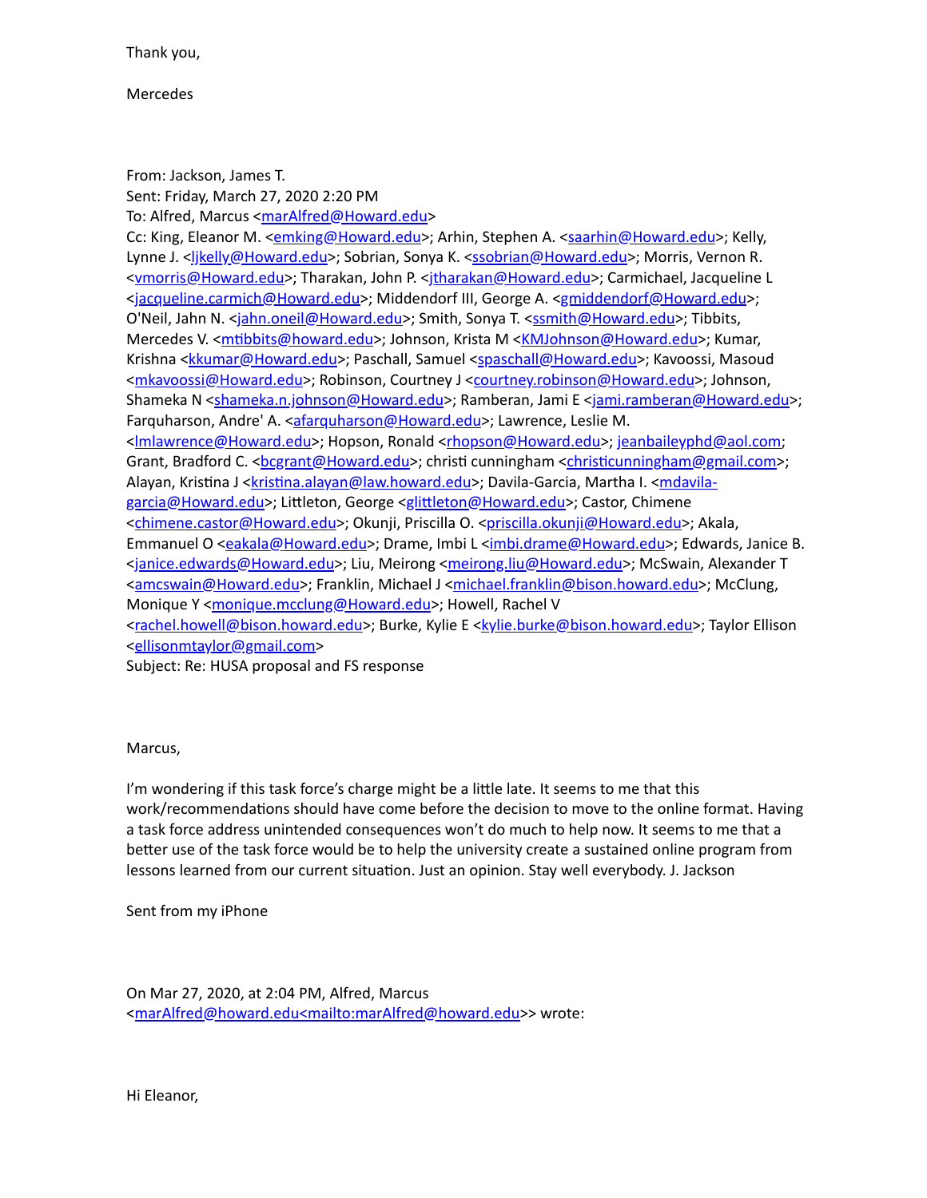Thank you,

Mercedes

From: Jackson, James T.
Sent: Friday, March 27, 2020 2:20 PM
To: Alfred, Marcus <marAlfred@Howard.edu>
Cc: King, Eleanor M. <emking@Howard.edu>; Arhin, Stephen A. <saarhin@Howard.edu>; Kelly, Lynne J. <ljkelly@Howard.edu>; Sobrian, Sonya K. <ssobrian@Howard.edu>; Morris, Vernon R. <vmorris@Howard.edu>; Tharakan, John P. <jtharakan@Howard.edu>; Carmichael, Jacqueline L <jacqueline.carmich@Howard.edu>; Middendorf III, George A. <gmiddendorf@Howard.edu>; O'Neil, Jahn N. <jahn.oneil@Howard.edu>; Smith, Sonya T. <ssmith@Howard.edu>; Tibbits, Mercedes V. <mtibbits@howard.edu>; Johnson, Krista M <KMJohnson@Howard.edu>; Kumar, Krishna <kkumar@Howard.edu>; Paschall, Samuel <spaschall@Howard.edu>; Kavoossi, Masoud <mkavoossi@Howard.edu>; Robinson, Courtney J <courtney.robinson@Howard.edu>; Johnson, Shameka N <shameka.n.johnson@Howard.edu>; Ramberan, Jami E <jami.ramberan@Howard.edu>; Farquharson, Andre' A. <afarquharson@Howard.edu>; Lawrence, Leslie M. <lmlawrence@Howard.edu>; Hopson, Ronald <rhopson@Howard.edu>; jeanbaileyphd@aol.com; Grant, Bradford C. <bcgrant@Howard.edu>; christi cunningham <christicunningham@gmail.com>; Alayan, Kristina J <kristina.alayan@law.howard.edu>; Davila-Garcia, Martha I. <mdavila-garcia@Howard.edu>; Littleton, George <glittleton@Howard.edu>; Castor, Chimene <chimene.castor@Howard.edu>; Okunji, Priscilla O. <priscilla.okunji@Howard.edu>; Akala, Emmanuel O <eakala@Howard.edu>; Drame, Imbi L <imbi.drame@Howard.edu>; Edwards, Janice B. <janice.edwards@Howard.edu>; Liu, Meirong <meirong.liu@Howard.edu>; McSwain, Alexander T <amcswain@Howard.edu>; Franklin, Michael J <michael.franklin@bison.howard.edu>; McClung, Monique Y <monique.mcclung@Howard.edu>; Howell, Rachel V <rachel.howell@bison.howard.edu>; Burke, Kylie E <kylie.burke@bison.howard.edu>; Taylor Ellison <ellisonmtaylor@gmail.com>
Subject: Re: HUSA proposal and FS response

Marcus,

I'm wondering if this task force's charge might be a little late. It seems to me that this work/recommendations should have come before the decision to move to the online format. Having a task force address unintended consequences won't do much to help now. It seems to me that a better use of the task force would be to help the university create a sustained online program from lessons learned from our current situation. Just an opinion. Stay well everybody. J. Jackson

Sent from my iPhone

On Mar 27, 2020, at 2:04 PM, Alfred, Marcus <marAlfred@howard.edu<mailto:marAlfred@howard.edu>> wrote:

Hi Eleanor,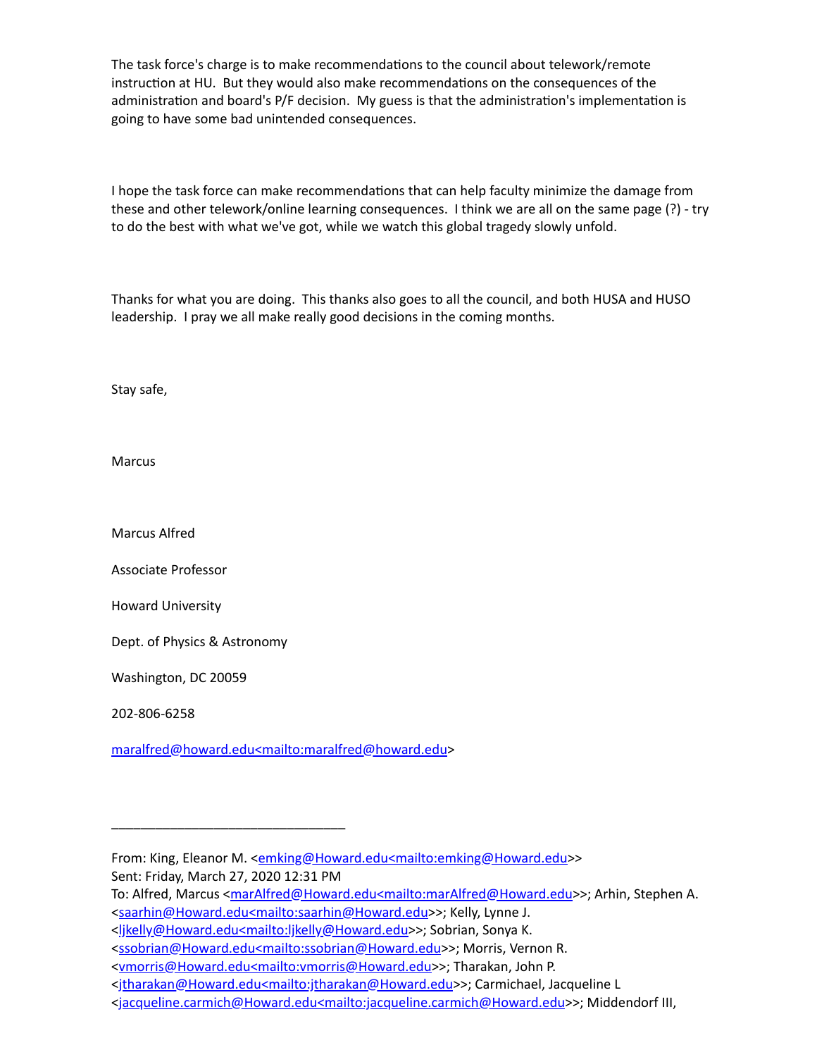The task force's charge is to make recommendations to the council about telework/remote instruction at HU. But they would also make recommendations on the consequences of the administration and board's P/F decision. My guess is that the administration's implementation is going to have some bad unintended consequences.

I hope the task force can make recommendations that can help faculty minimize the damage from these and other telework/online learning consequences. I think we are all on the same page (?) - try to do the best with what we've got, while we watch this global tragedy slowly unfold.

Thanks for what you are doing. This thanks also goes to all the council, and both HUSA and HUSO leadership. I pray we all make really good decisions in the coming months.

Stay safe,

Marcus

Marcus Alfred

Associate Professor

Howard University

Dept. of Physics & Astronomy

Washington, DC 20059

202-806-6258

maralfred@howard.edu<mailto:maralfred@howard.edu>

________________________________

From: King, Eleanor M. <emking@Howard.edu<mailto:emking@Howard.edu>>
Sent: Friday, March 27, 2020 12:31 PM
To: Alfred, Marcus <marAlfred@Howard.edu<mailto:marAlfred@Howard.edu>>; Arhin, Stephen A. <saarhin@Howard.edu<mailto:saarhin@Howard.edu>>; Kelly, Lynne J. <ljkelly@Howard.edu<mailto:ljkelly@Howard.edu>>; Sobrian, Sonya K. <ssobrian@Howard.edu<mailto:ssobrian@Howard.edu>>; Morris, Vernon R. <vmorris@Howard.edu<mailto:vmorris@Howard.edu>>; Tharakan, John P. <jtharakan@Howard.edu<mailto:jtharakan@Howard.edu>>; Carmichael, Jacqueline L <jacqueline.carmich@Howard.edu<mailto:jacqueline.carmich@Howard.edu>>; Middendorf III,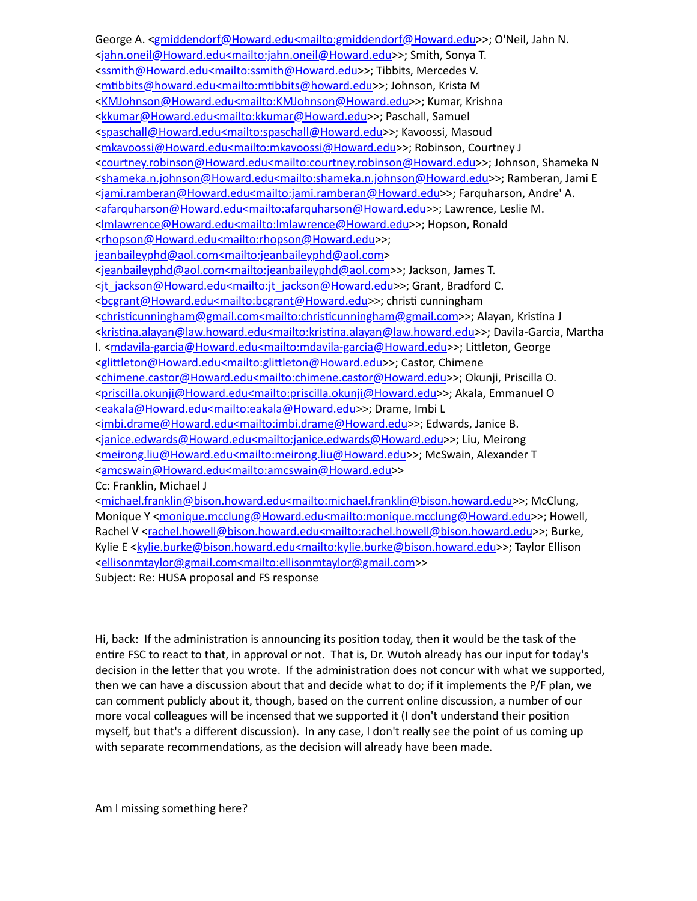George A. <gmiddendorf@Howard.edu<mailto:gmiddendorf@Howard.edu>>; O'Neil, Jahn N. <jahn.oneil@Howard.edu<mailto:jahn.oneil@Howard.edu>>; Smith, Sonya T. <ssmith@Howard.edu<mailto:ssmith@Howard.edu>>; Tibbits, Mercedes V. <mtibbits@howard.edu<mailto:mtibbits@howard.edu>>; Johnson, Krista M <KMJohnson@Howard.edu<mailto:KMJohnson@Howard.edu>>; Kumar, Krishna <kkumar@Howard.edu<mailto:kkumar@Howard.edu>>; Paschall, Samuel <spaschall@Howard.edu<mailto:spaschall@Howard.edu>>; Kavoossi, Masoud <mkavoossi@Howard.edu<mailto:mkavoossi@Howard.edu>>; Robinson, Courtney J <courtney.robinson@Howard.edu<mailto:courtney.robinson@Howard.edu>>; Johnson, Shameka N <shameka.n.johnson@Howard.edu<mailto:shameka.n.johnson@Howard.edu>>; Ramberan, Jami E <jami.ramberan@Howard.edu<mailto:jami.ramberan@Howard.edu>>; Farquharson, Andre' A. <afarquharson@Howard.edu<mailto:afarquharson@Howard.edu>>; Lawrence, Leslie M. <lmlawrence@Howard.edu<mailto:lmlawrence@Howard.edu>>; Hopson, Ronald <rhopson@Howard.edu<mailto:rhopson@Howard.edu>>; jeanbaileyphd@aol.com<mailto:jeanbaileyphd@aol.com> <jeanbaileyphd@aol.com<mailto:jeanbaileyphd@aol.com>>; Jackson, James T. <jt_jackson@Howard.edu<mailto:jt_jackson@Howard.edu>>; Grant, Bradford C. <bcgrant@Howard.edu<mailto:bcgrant@Howard.edu>>; christi cunningham <christicunningham@gmail.com<mailto:christicunningham@gmail.com>>; Alayan, Kristina J <kristina.alayan@law.howard.edu<mailto:kristina.alayan@law.howard.edu>>; Davila-Garcia, Martha I. <mdavila-garcia@Howard.edu<mailto:mdavila-garcia@Howard.edu>>; Littleton, George <glittleton@Howard.edu<mailto:glittleton@Howard.edu>>; Castor, Chimene <chimene.castor@Howard.edu<mailto:chimene.castor@Howard.edu>>; Okunji, Priscilla O. <priscilla.okunji@Howard.edu<mailto:priscilla.okunji@Howard.edu>>; Akala, Emmanuel O <eakala@Howard.edu<mailto:eakala@Howard.edu>>; Drame, Imbi L <imbi.drame@Howard.edu<mailto:imbi.drame@Howard.edu>>; Edwards, Janice B. <janice.edwards@Howard.edu<mailto:janice.edwards@Howard.edu>>; Liu, Meirong <meirong.liu@Howard.edu<mailto:meirong.liu@Howard.edu>>; McSwain, Alexander T <amcswain@Howard.edu<mailto:amcswain@Howard.edu>>
Cc: Franklin, Michael J <michael.franklin@bison.howard.edu<mailto:michael.franklin@bison.howard.edu>>; McClung, Monique Y <monique.mcclung@Howard.edu<mailto:monique.mcclung@Howard.edu>>; Howell, Rachel V <rachel.howell@bison.howard.edu<mailto:rachel.howell@bison.howard.edu>>; Burke, Kylie E <kylie.burke@bison.howard.edu<mailto:kylie.burke@bison.howard.edu>>; Taylor Ellison <ellisonmtaylor@gmail.com<mailto:ellisonmtaylor@gmail.com>>
Subject: Re: HUSA proposal and FS response

Hi, back: If the administration is announcing its position today, then it would be the task of the entire FSC to react to that, in approval or not. That is, Dr. Wutoh already has our input for today's decision in the letter that you wrote. If the administration does not concur with what we supported, then we can have a discussion about that and decide what to do; if it implements the P/F plan, we can comment publicly about it, though, based on the current online discussion, a number of our more vocal colleagues will be incensed that we supported it (I don't understand their position myself, but that's a different discussion). In any case, I don't really see the point of us coming up with separate recommendations, as the decision will already have been made.

Am I missing something here?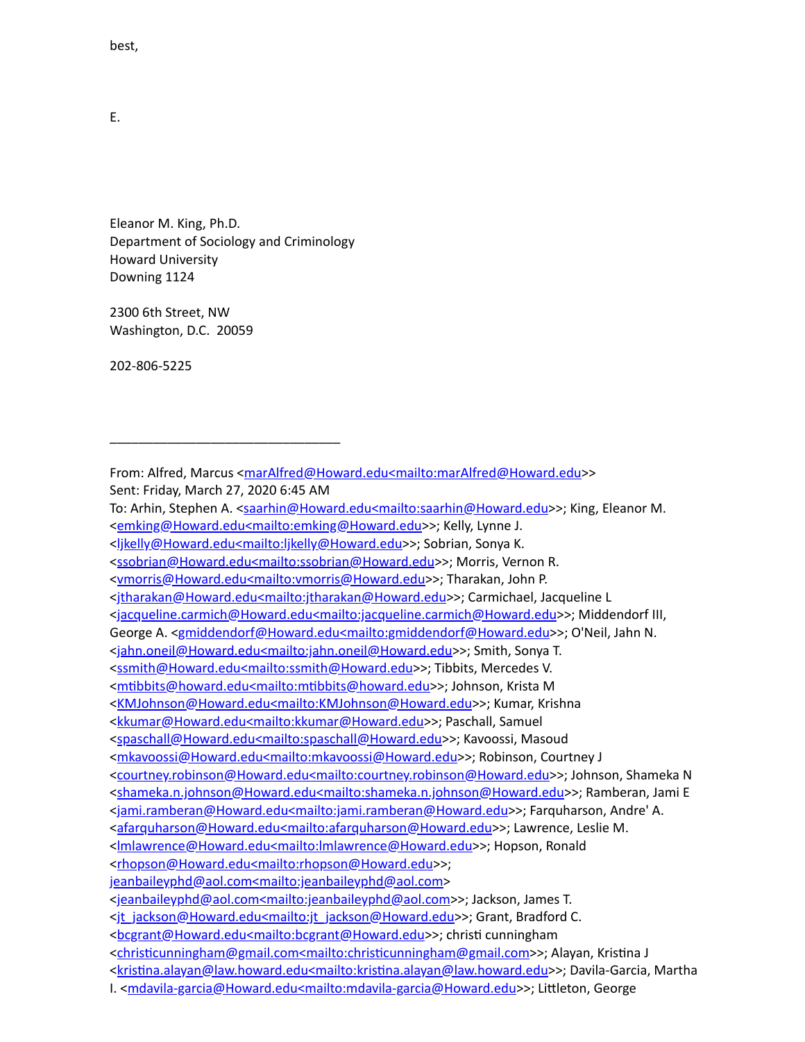best,

E.

Eleanor M. King, Ph.D.
Department of Sociology and Criminology
Howard University
Downing 1124

2300 6th Street, NW
Washington, D.C.  20059

202-806-5225

________________________________

From: Alfred, Marcus <marAlfred@Howard.edu<mailto:marAlfred@Howard.edu>>
Sent: Friday, March 27, 2020 6:45 AM
To: Arhin, Stephen A. <saarhin@Howard.edu<mailto:saarhin@Howard.edu>>; King, Eleanor M. <emking@Howard.edu<mailto:emking@Howard.edu>>; Kelly, Lynne J. <ljkelly@Howard.edu<mailto:ljkelly@Howard.edu>>; Sobrian, Sonya K. <ssobrian@Howard.edu<mailto:ssobrian@Howard.edu>>; Morris, Vernon R. <vmorris@Howard.edu<mailto:vmorris@Howard.edu>>; Tharakan, John P. <jtharakan@Howard.edu<mailto:jtharakan@Howard.edu>>; Carmichael, Jacqueline L <jacqueline.carmich@Howard.edu<mailto:jacqueline.carmich@Howard.edu>>; Middendorf III, George A. <gmiddendorf@Howard.edu<mailto:gmiddendorf@Howard.edu>>; O'Neil, Jahn N. <jahn.oneil@Howard.edu<mailto:jahn.oneil@Howard.edu>>; Smith, Sonya T. <ssmith@Howard.edu<mailto:ssmith@Howard.edu>>; Tibbits, Mercedes V. <mtibbits@howard.edu<mailto:mtibbits@howard.edu>>; Johnson, Krista M <KMJohnson@Howard.edu<mailto:KMJohnson@Howard.edu>>; Kumar, Krishna <kkumar@Howard.edu<mailto:kkumar@Howard.edu>>; Paschall, Samuel <spaschall@Howard.edu<mailto:spaschall@Howard.edu>>; Kavoossi, Masoud <mkavoossi@Howard.edu<mailto:mkavoossi@Howard.edu>>; Robinson, Courtney J <courtney.robinson@Howard.edu<mailto:courtney.robinson@Howard.edu>>; Johnson, Shameka N <shameka.n.johnson@Howard.edu<mailto:shameka.n.johnson@Howard.edu>>; Ramberan, Jami E <jami.ramberan@Howard.edu<mailto:jami.ramberan@Howard.edu>>; Farquharson, Andre' A. <afarquharson@Howard.edu<mailto:afarquharson@Howard.edu>>; Lawrence, Leslie M. <lmlawrence@Howard.edu<mailto:lmlawrence@Howard.edu>>; Hopson, Ronald <rhopson@Howard.edu<mailto:rhopson@Howard.edu>>; jeanbaileyphd@aol.com<mailto:jeanbaileyphd@aol.com> <jeanbaileyphd@aol.com<mailto:jeanbaileyphd@aol.com>>; Jackson, James T. <jt_jackson@Howard.edu<mailto:jt_jackson@Howard.edu>>; Grant, Bradford C. <bcgrant@Howard.edu<mailto:bcgrant@Howard.edu>>; christi cunningham <christicunningham@gmail.com<mailto:christicunningham@gmail.com>>; Alayan, Kristina J <kristina.alayan@law.howard.edu<mailto:kristina.alayan@law.howard.edu>>; Davila-Garcia, Martha I. <mdavila-garcia@Howard.edu<mailto:mdavila-garcia@Howard.edu>>; Littleton, George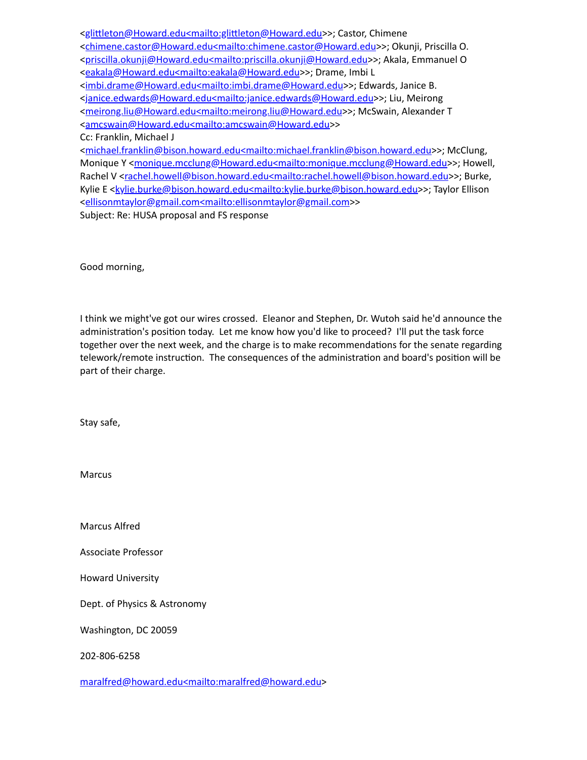<glittleton@Howard.edu<mailto:glittleton@Howard.edu>>; Castor, Chimene <chimene.castor@Howard.edu<mailto:chimene.castor@Howard.edu>>; Okunji, Priscilla O. <priscilla.okunji@Howard.edu<mailto:priscilla.okunji@Howard.edu>>; Akala, Emmanuel O <eakala@Howard.edu<mailto:eakala@Howard.edu>>; Drame, Imbi L <imbi.drame@Howard.edu<mailto:imbi.drame@Howard.edu>>; Edwards, Janice B. <janice.edwards@Howard.edu<mailto:janice.edwards@Howard.edu>>; Liu, Meirong <meirong.liu@Howard.edu<mailto:meirong.liu@Howard.edu>>; McSwain, Alexander T <amcswain@Howard.edu<mailto:amcswain@Howard.edu>>
Cc: Franklin, Michael J <michael.franklin@bison.howard.edu<mailto:michael.franklin@bison.howard.edu>>; McClung, Monique Y <monique.mcclung@Howard.edu<mailto:monique.mcclung@Howard.edu>>; Howell, Rachel V <rachel.howell@bison.howard.edu<mailto:rachel.howell@bison.howard.edu>>; Burke, Kylie E <kylie.burke@bison.howard.edu<mailto:kylie.burke@bison.howard.edu>>; Taylor Ellison <ellisonmtaylor@gmail.com<mailto:ellisonmtaylor@gmail.com>>
Subject: Re: HUSA proposal and FS response

Good morning,

I think we might've got our wires crossed. Eleanor and Stephen, Dr. Wutoh said he'd announce the administration's position today. Let me know how you'd like to proceed? I'll put the task force together over the next week, and the charge is to make recommendations for the senate regarding telework/remote instruction. The consequences of the administration and board's position will be part of their charge.

Stay safe,

Marcus

Marcus Alfred

Associate Professor

Howard University

Dept. of Physics & Astronomy

Washington, DC 20059

202-806-6258

maralfred@howard.edu<mailto:maralfred@howard.edu>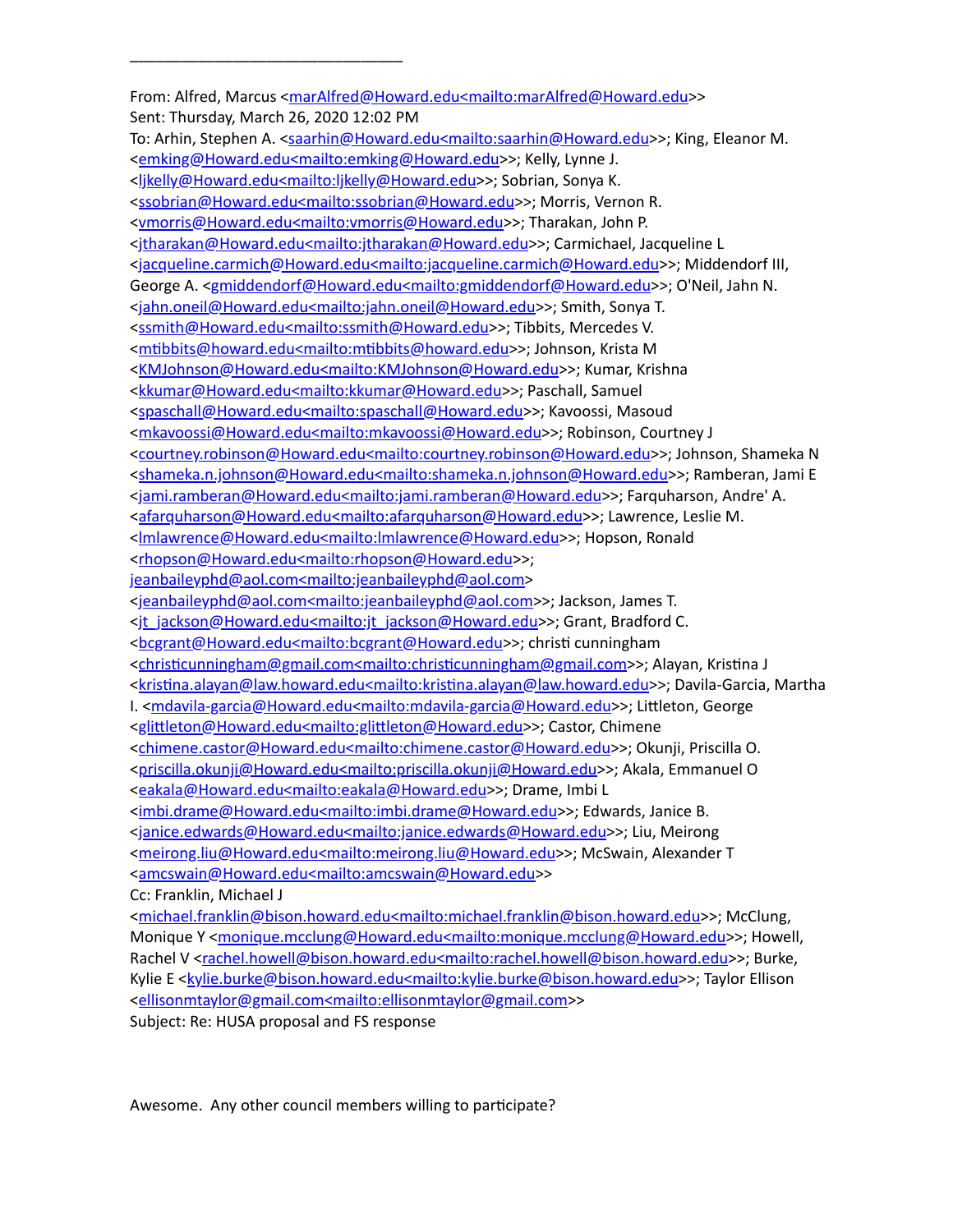________________________________

From: Alfred, Marcus <marAlfred@Howard.edu<mailto:marAlfred@Howard.edu>>
Sent: Thursday, March 26, 2020 12:02 PM
To: Arhin, Stephen A. <saarhin@Howard.edu<mailto:saarhin@Howard.edu>>; King, Eleanor M. <emking@Howard.edu<mailto:emking@Howard.edu>>; Kelly, Lynne J. <ljkelly@Howard.edu<mailto:ljkelly@Howard.edu>>; Sobrian, Sonya K. <ssobrian@Howard.edu<mailto:ssobrian@Howard.edu>>; Morris, Vernon R. <vmorris@Howard.edu<mailto:vmorris@Howard.edu>>; Tharakan, John P. <jtharakan@Howard.edu<mailto:jtharakan@Howard.edu>>; Carmichael, Jacqueline L <jacqueline.carmich@Howard.edu<mailto:jacqueline.carmich@Howard.edu>>; Middendorf III, George A. <gmiddendorf@Howard.edu<mailto:gmiddendorf@Howard.edu>>; O'Neil, Jahn N. <jahn.oneil@Howard.edu<mailto:jahn.oneil@Howard.edu>>; Smith, Sonya T. <ssmith@Howard.edu<mailto:ssmith@Howard.edu>>; Tibbits, Mercedes V. <mtibbits@howard.edu<mailto:mtibbits@howard.edu>>; Johnson, Krista M <KMJohnson@Howard.edu<mailto:KMJohnson@Howard.edu>>; Kumar, Krishna <kkumar@Howard.edu<mailto:kkumar@Howard.edu>>; Paschall, Samuel <spaschall@Howard.edu<mailto:spaschall@Howard.edu>>; Kavoossi, Masoud <mkavoossi@Howard.edu<mailto:mkavoossi@Howard.edu>>; Robinson, Courtney J <courtney.robinson@Howard.edu<mailto:courtney.robinson@Howard.edu>>; Johnson, Shameka N <shameka.n.johnson@Howard.edu<mailto:shameka.n.johnson@Howard.edu>>; Ramberan, Jami E <jami.ramberan@Howard.edu<mailto:jami.ramberan@Howard.edu>>; Farquharson, Andre' A. <afarquharson@Howard.edu<mailto:afarquharson@Howard.edu>>; Lawrence, Leslie M. <lmlawrence@Howard.edu<mailto:lmlawrence@Howard.edu>>; Hopson, Ronald <rhopson@Howard.edu<mailto:rhopson@Howard.edu>>; jeanbaileyphd@aol.com<mailto:jeanbaileyphd@aol.com> <jeanbaileyphd@aol.com<mailto:jeanbaileyphd@aol.com>>; Jackson, James T. <jt_jackson@Howard.edu<mailto:jt_jackson@Howard.edu>>; Grant, Bradford C. <bcgrant@Howard.edu<mailto:bcgrant@Howard.edu>>; christi cunningham <christicunningham@gmail.com<mailto:christicunningham@gmail.com>>; Alayan, Kristina J <kristina.alayan@law.howard.edu<mailto:kristina.alayan@law.howard.edu>>; Davila-Garcia, Martha I. <mdavila-garcia@Howard.edu<mailto:mdavila-garcia@Howard.edu>>; Littleton, George <glittleton@Howard.edu<mailto:glittleton@Howard.edu>>; Castor, Chimene <chimene.castor@Howard.edu<mailto:chimene.castor@Howard.edu>>; Okunji, Priscilla O. <priscilla.okunji@Howard.edu<mailto:priscilla.okunji@Howard.edu>>; Akala, Emmanuel O <eakala@Howard.edu<mailto:eakala@Howard.edu>>; Drame, Imbi L <imbi.drame@Howard.edu<mailto:imbi.drame@Howard.edu>>; Edwards, Janice B. <janice.edwards@Howard.edu<mailto:janice.edwards@Howard.edu>>; Liu, Meirong <meirong.liu@Howard.edu<mailto:meirong.liu@Howard.edu>>; McSwain, Alexander T <amcswain@Howard.edu<mailto:amcswain@Howard.edu>>
Cc: Franklin, Michael J <michael.franklin@bison.howard.edu<mailto:michael.franklin@bison.howard.edu>>; McClung, Monique Y <monique.mcclung@Howard.edu<mailto:monique.mcclung@Howard.edu>>; Howell, Rachel V <rachel.howell@bison.howard.edu<mailto:rachel.howell@bison.howard.edu>>; Burke, Kylie E <kylie.burke@bison.howard.edu<mailto:kylie.burke@bison.howard.edu>>; Taylor Ellison <ellisonmtaylor@gmail.com<mailto:ellisonmtaylor@gmail.com>>
Subject: Re: HUSA proposal and FS response

Awesome. Any other council members willing to participate?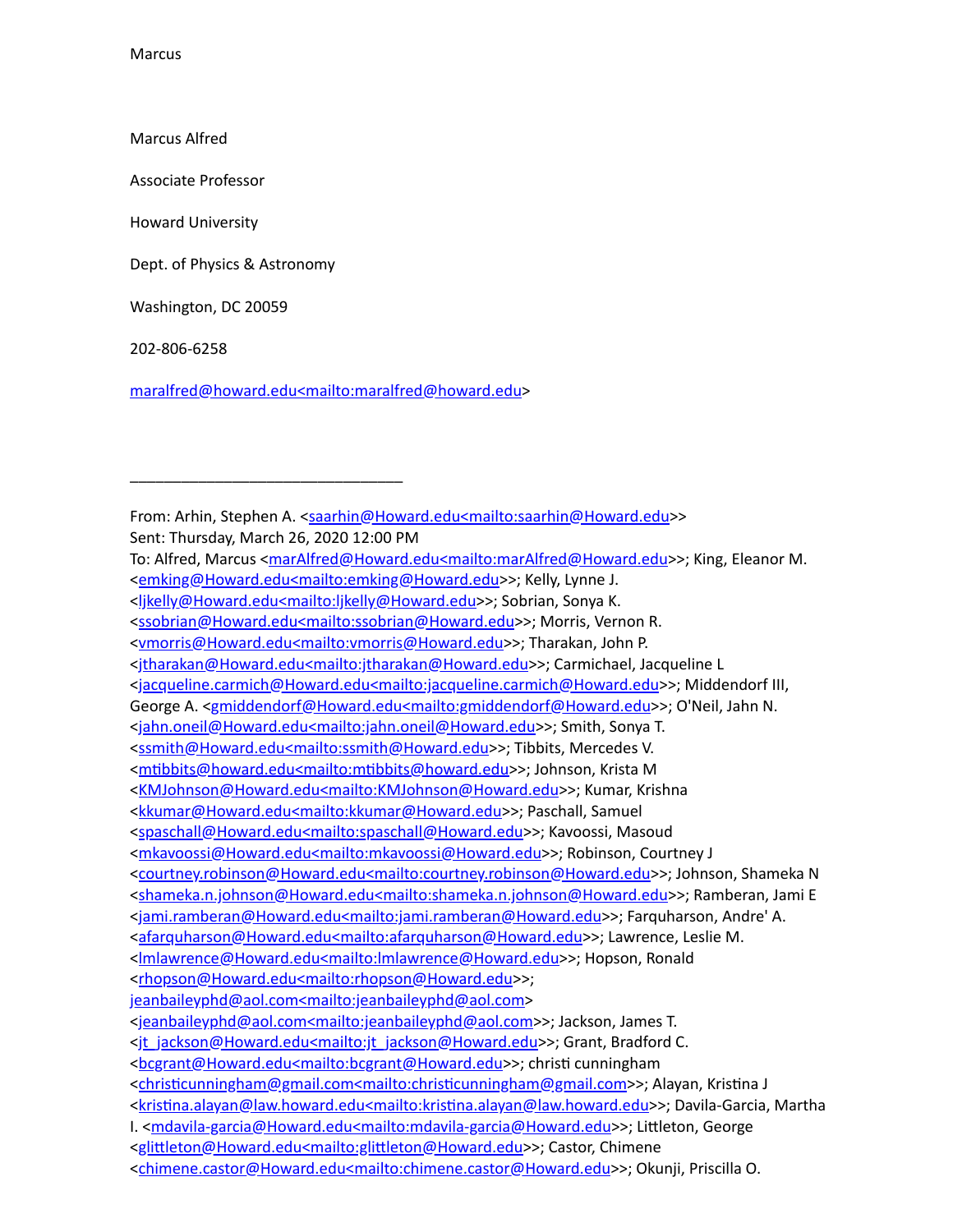Marcus

Marcus Alfred

Associate Professor

Howard University

Dept. of Physics & Astronomy

Washington, DC 20059

202-806-6258

maralfred@howard.edu<mailto:maralfred@howard.edu>

________________________________

From: Arhin, Stephen A. <saarhin@Howard.edu<mailto:saarhin@Howard.edu>>
Sent: Thursday, March 26, 2020 12:00 PM
To: Alfred, Marcus <marAlfred@Howard.edu<mailto:marAlfred@Howard.edu>>; King, Eleanor M. <emking@Howard.edu<mailto:emking@Howard.edu>>; Kelly, Lynne J. <ljkelly@Howard.edu<mailto:ljkelly@Howard.edu>>; Sobrian, Sonya K. <ssobrian@Howard.edu<mailto:ssobrian@Howard.edu>>; Morris, Vernon R. <vmorris@Howard.edu<mailto:vmorris@Howard.edu>>; Tharakan, John P. <jtharakan@Howard.edu<mailto:jtharakan@Howard.edu>>; Carmichael, Jacqueline L <jacqueline.carmich@Howard.edu<mailto:jacqueline.carmich@Howard.edu>>; Middendorf III, George A. <gmiddendorf@Howard.edu<mailto:gmiddendorf@Howard.edu>>; O'Neil, Jahn N. <jahn.oneil@Howard.edu<mailto:jahn.oneil@Howard.edu>>; Smith, Sonya T. <ssmith@Howard.edu<mailto:ssmith@Howard.edu>>; Tibbits, Mercedes V. <mtibbits@howard.edu<mailto:mtibbits@howard.edu>>; Johnson, Krista M <KMJohnson@Howard.edu<mailto:KMJohnson@Howard.edu>>; Kumar, Krishna <kkumar@Howard.edu<mailto:kkumar@Howard.edu>>; Paschall, Samuel <spaschall@Howard.edu<mailto:spaschall@Howard.edu>>; Kavoossi, Masoud <mkavoossi@Howard.edu<mailto:mkavoossi@Howard.edu>>; Robinson, Courtney J <courtney.robinson@Howard.edu<mailto:courtney.robinson@Howard.edu>>; Johnson, Shameka N <shameka.n.johnson@Howard.edu<mailto:shameka.n.johnson@Howard.edu>>; Ramberan, Jami E <jami.ramberan@Howard.edu<mailto:jami.ramberan@Howard.edu>>; Farquharson, Andre' A. <afarquharson@Howard.edu<mailto:afarquharson@Howard.edu>>; Lawrence, Leslie M. <lmlawrence@Howard.edu<mailto:lmlawrence@Howard.edu>>; Hopson, Ronald <rhopson@Howard.edu<mailto:rhopson@Howard.edu>>; jeanbaileyphd@aol.com<mailto:jeanbaileyphd@aol.com> <jeanbaileyphd@aol.com<mailto:jeanbaileyphd@aol.com>>; Jackson, James T. <jt_jackson@Howard.edu<mailto:jt_jackson@Howard.edu>>; Grant, Bradford C. <bcgrant@Howard.edu<mailto:bcgrant@Howard.edu>>; christi cunningham <christicunningham@gmail.com<mailto:christicunningham@gmail.com>>; Alayan, Kristina J <kristina.alayan@law.howard.edu<mailto:kristina.alayan@law.howard.edu>>; Davila-Garcia, Martha I. <mdavila-garcia@Howard.edu<mailto:mdavila-garcia@Howard.edu>>; Littleton, George <glittleton@Howard.edu<mailto:glittleton@Howard.edu>>; Castor, Chimene <chimene.castor@Howard.edu<mailto:chimene.castor@Howard.edu>>; Okunji, Priscilla O.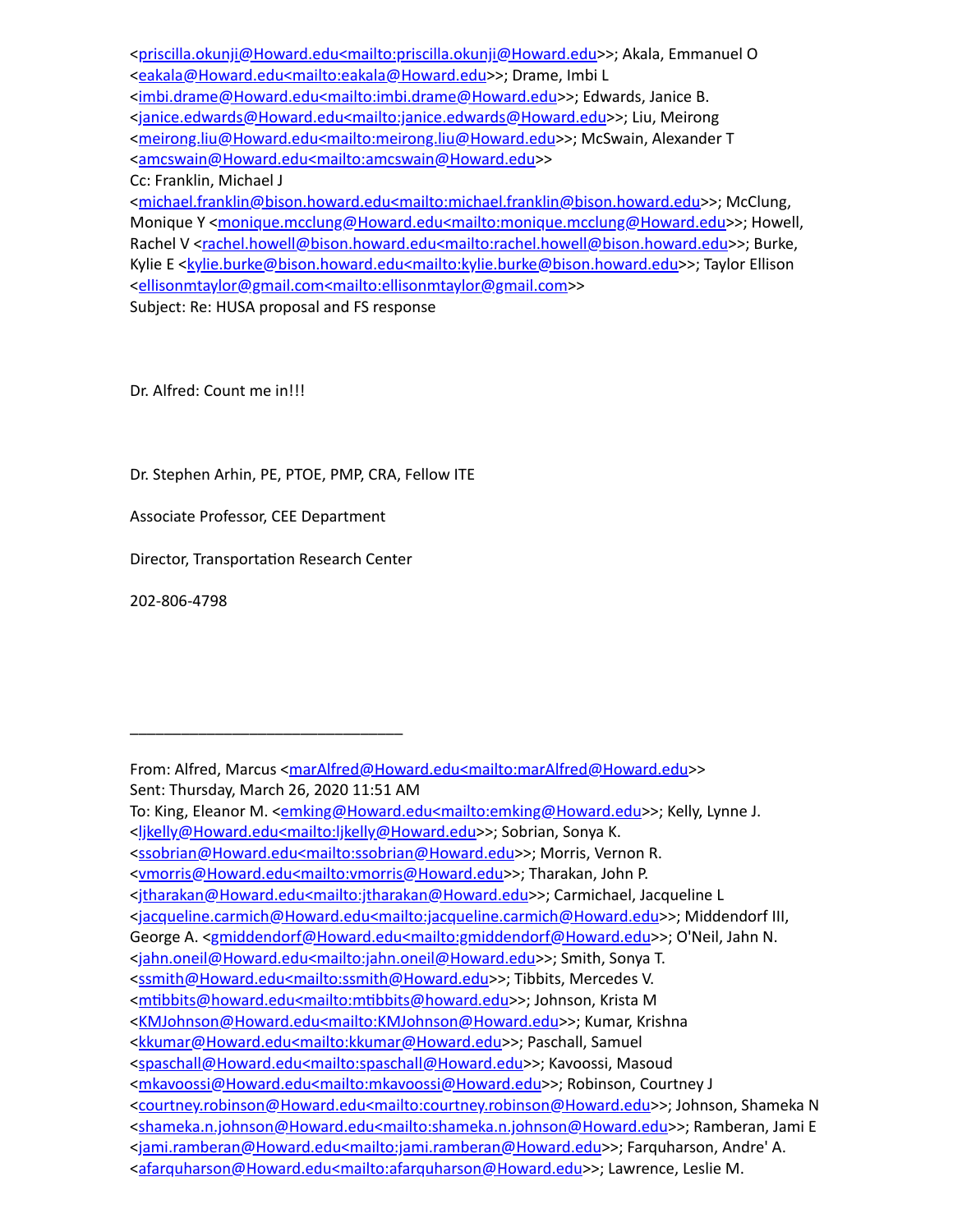<priscilla.okunji@Howard.edu<mailto:priscilla.okunji@Howard.edu>>; Akala, Emmanuel O <eakala@Howard.edu<mailto:eakala@Howard.edu>>; Drame, Imbi L <imbi.drame@Howard.edu<mailto:imbi.drame@Howard.edu>>; Edwards, Janice B. <janice.edwards@Howard.edu<mailto:janice.edwards@Howard.edu>>; Liu, Meirong <meirong.liu@Howard.edu<mailto:meirong.liu@Howard.edu>>; McSwain, Alexander T <amcswain@Howard.edu<mailto:amcswain@Howard.edu>>
Cc: Franklin, Michael J <michael.franklin@bison.howard.edu<mailto:michael.franklin@bison.howard.edu>>; McClung, Monique Y <monique.mcclung@Howard.edu<mailto:monique.mcclung@Howard.edu>>; Howell, Rachel V <rachel.howell@bison.howard.edu<mailto:rachel.howell@bison.howard.edu>>; Burke, Kylie E <kylie.burke@bison.howard.edu<mailto:kylie.burke@bison.howard.edu>>; Taylor Ellison <ellisonmtaylor@gmail.com<mailto:ellisonmtaylor@gmail.com>>
Subject: Re: HUSA proposal and FS response

Dr. Alfred: Count me in!!!

Dr. Stephen Arhin, PE, PTOE, PMP, CRA, Fellow ITE

Associate Professor, CEE Department

Director, Transportation Research Center

202-806-4798

________________________________

From: Alfred, Marcus <marAlfred@Howard.edu<mailto:marAlfred@Howard.edu>>
Sent: Thursday, March 26, 2020 11:51 AM
To: King, Eleanor M. <emking@Howard.edu<mailto:emking@Howard.edu>>; Kelly, Lynne J. <ljkelly@Howard.edu<mailto:ljkelly@Howard.edu>>; Sobrian, Sonya K. <ssobrian@Howard.edu<mailto:ssobrian@Howard.edu>>; Morris, Vernon R. <vmorris@Howard.edu<mailto:vmorris@Howard.edu>>; Tharakan, John P. <jtharakan@Howard.edu<mailto:jtharakan@Howard.edu>>; Carmichael, Jacqueline L <jacqueline.carmich@Howard.edu<mailto:jacqueline.carmich@Howard.edu>>; Middendorf III, George A. <gmiddendorf@Howard.edu<mailto:gmiddendorf@Howard.edu>>; O'Neil, Jahn N. <jahn.oneil@Howard.edu<mailto:jahn.oneil@Howard.edu>>; Smith, Sonya T. <ssmith@Howard.edu<mailto:ssmith@Howard.edu>>; Tibbits, Mercedes V. <mtibbits@howard.edu<mailto:mtibbits@howard.edu>>; Johnson, Krista M <KMJohnson@Howard.edu<mailto:KMJohnson@Howard.edu>>; Kumar, Krishna <kkumar@Howard.edu<mailto:kkumar@Howard.edu>>; Paschall, Samuel <spaschall@Howard.edu<mailto:spaschall@Howard.edu>>; Kavoossi, Masoud <mkavoossi@Howard.edu<mailto:mkavoossi@Howard.edu>>; Robinson, Courtney J <courtney.robinson@Howard.edu<mailto:courtney.robinson@Howard.edu>>; Johnson, Shameka N <shameka.n.johnson@Howard.edu<mailto:shameka.n.johnson@Howard.edu>>; Ramberan, Jami E <jami.ramberan@Howard.edu<mailto:jami.ramberan@Howard.edu>>; Farquharson, Andre' A. <afarquharson@Howard.edu<mailto:afarquharson@Howard.edu>>; Lawrence, Leslie M.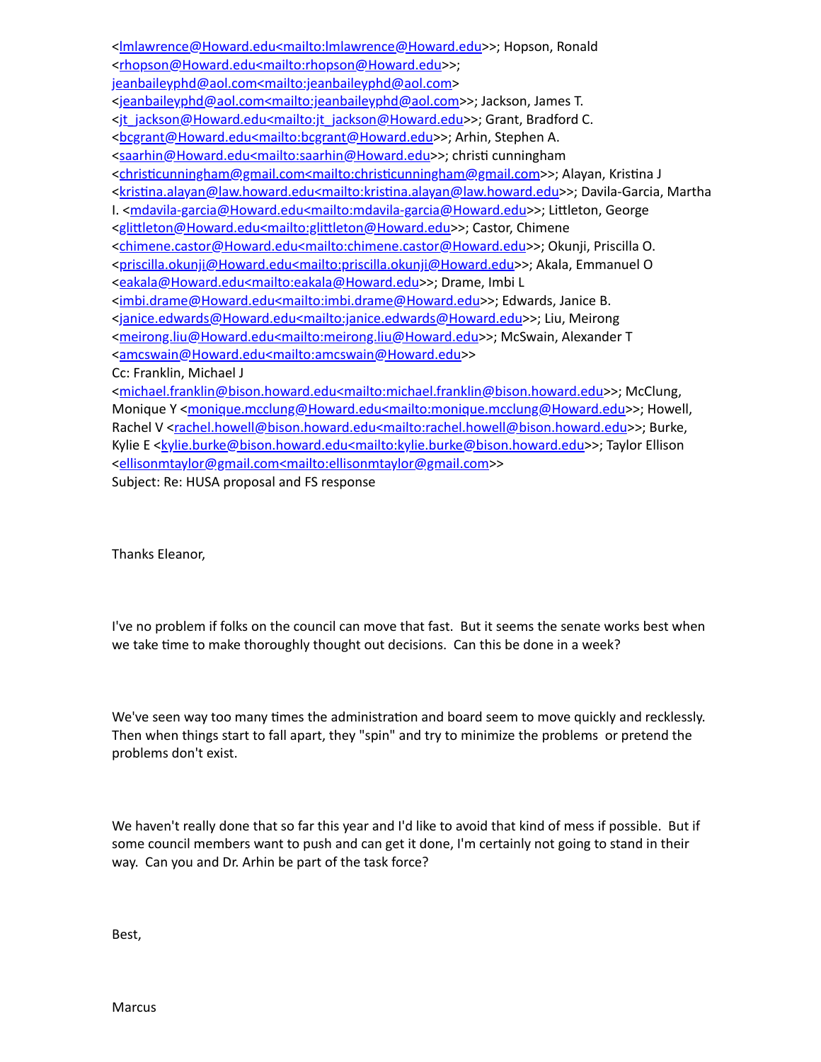<lmlawrence@Howard.edu<mailto:lmlawrence@Howard.edu>>; Hopson, Ronald <rhopson@Howard.edu<mailto:rhopson@Howard.edu>>; jeanbaileyphd@aol.com<mailto:jeanbaileyphd@aol.com> <jeanbaileyphd@aol.com<mailto:jeanbaileyphd@aol.com>>; Jackson, James T. <jt_jackson@Howard.edu<mailto:jt_jackson@Howard.edu>>; Grant, Bradford C. <bcgrant@Howard.edu<mailto:bcgrant@Howard.edu>>; Arhin, Stephen A. <saarhin@Howard.edu<mailto:saarhin@Howard.edu>>; christi cunningham <christicunningham@gmail.com<mailto:christicunningham@gmail.com>>; Alayan, Kristina J <kristina.alayan@law.howard.edu<mailto:kristina.alayan@law.howard.edu>>; Davila-Garcia, Martha I. <mdavila-garcia@Howard.edu<mailto:mdavila-garcia@Howard.edu>>; Littleton, George <glittleton@Howard.edu<mailto:glittleton@Howard.edu>>; Castor, Chimene <chimene.castor@Howard.edu<mailto:chimene.castor@Howard.edu>>; Okunji, Priscilla O. <priscilla.okunji@Howard.edu<mailto:priscilla.okunji@Howard.edu>>; Akala, Emmanuel O <eakala@Howard.edu<mailto:eakala@Howard.edu>>; Drame, Imbi L <imbi.drame@Howard.edu<mailto:imbi.drame@Howard.edu>>; Edwards, Janice B. <janice.edwards@Howard.edu<mailto:janice.edwards@Howard.edu>>; Liu, Meirong <meirong.liu@Howard.edu<mailto:meirong.liu@Howard.edu>>; McSwain, Alexander T <amcswain@Howard.edu<mailto:amcswain@Howard.edu>>
Cc: Franklin, Michael J <michael.franklin@bison.howard.edu<mailto:michael.franklin@bison.howard.edu>>; McClung, Monique Y <monique.mcclung@Howard.edu<mailto:monique.mcclung@Howard.edu>>; Howell, Rachel V <rachel.howell@bison.howard.edu<mailto:rachel.howell@bison.howard.edu>>; Burke, Kylie E <kylie.burke@bison.howard.edu<mailto:kylie.burke@bison.howard.edu>>; Taylor Ellison <ellisonmtaylor@gmail.com<mailto:ellisonmtaylor@gmail.com>>
Subject: Re: HUSA proposal and FS response

Thanks Eleanor,

I've no problem if folks on the council can move that fast. But it seems the senate works best when we take time to make thoroughly thought out decisions. Can this be done in a week?

We've seen way too many times the administration and board seem to move quickly and recklessly. Then when things start to fall apart, they "spin" and try to minimize the problems or pretend the problems don't exist.

We haven't really done that so far this year and I'd like to avoid that kind of mess if possible. But if some council members want to push and can get it done, I'm certainly not going to stand in their way. Can you and Dr. Arhin be part of the task force?

Best,

Marcus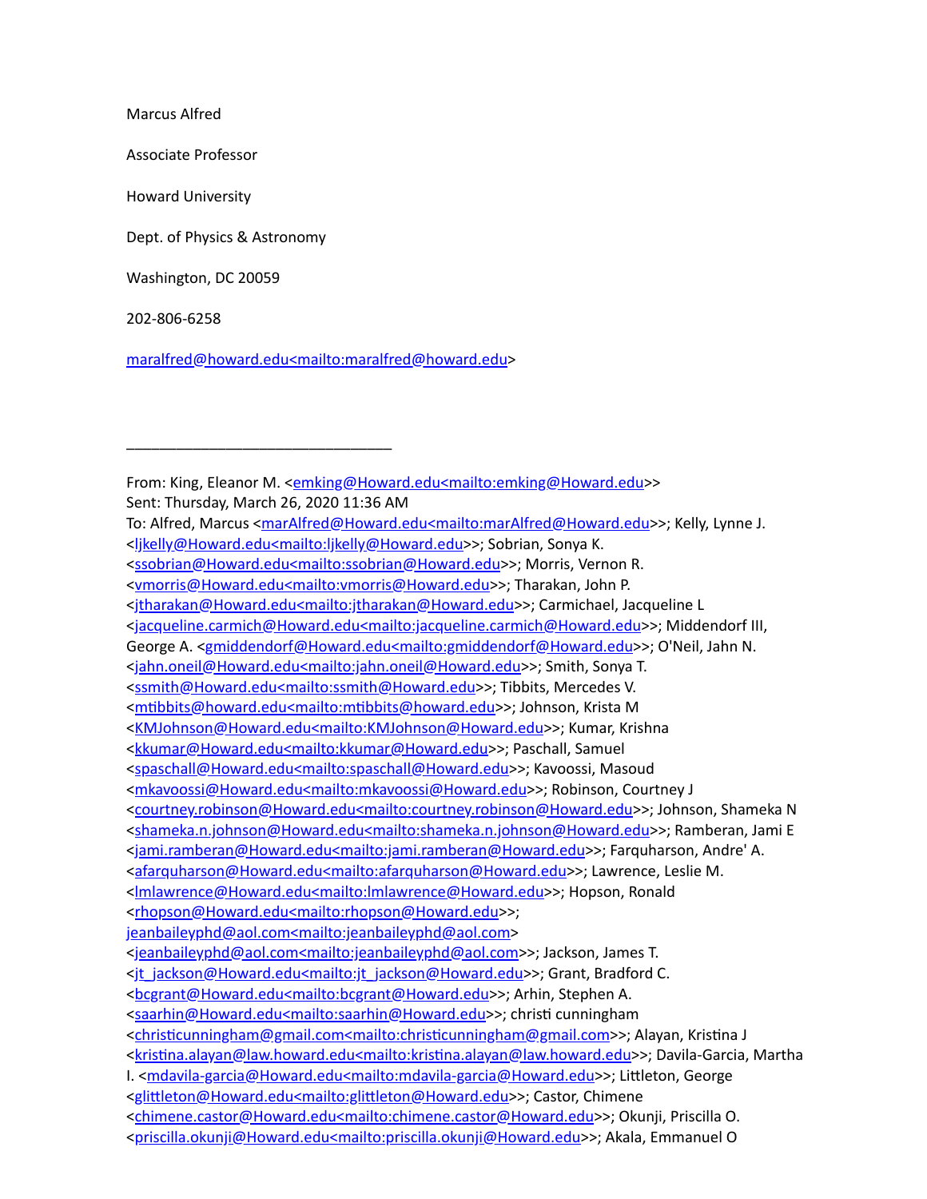Marcus Alfred

Associate Professor

Howard University

Dept. of Physics & Astronomy

Washington, DC 20059

202-806-6258

maralfred@howard.edu<mailto:maralfred@howard.edu>

________________________________

From: King, Eleanor M. <emking@Howard.edu<mailto:emking@Howard.edu>>
Sent: Thursday, March 26, 2020 11:36 AM
To: Alfred, Marcus <marAlfred@Howard.edu<mailto:marAlfred@Howard.edu>>; Kelly, Lynne J. <ljkelly@Howard.edu<mailto:ljkelly@Howard.edu>>; Sobrian, Sonya K. <ssobrian@Howard.edu<mailto:ssobrian@Howard.edu>>; Morris, Vernon R. <vmorris@Howard.edu<mailto:vmorris@Howard.edu>>; Tharakan, John P. <jtharakan@Howard.edu<mailto:jtharakan@Howard.edu>>; Carmichael, Jacqueline L <jacqueline.carmich@Howard.edu<mailto:jacqueline.carmich@Howard.edu>>; Middendorf III, George A. <gmiddendorf@Howard.edu<mailto:gmiddendorf@Howard.edu>>; O'Neil, Jahn N. <jahn.oneil@Howard.edu<mailto:jahn.oneil@Howard.edu>>; Smith, Sonya T. <ssmith@Howard.edu<mailto:ssmith@Howard.edu>>; Tibbits, Mercedes V. <mtibbits@howard.edu<mailto:mtibbits@howard.edu>>; Johnson, Krista M <KMJohnson@Howard.edu<mailto:KMJohnson@Howard.edu>>; Kumar, Krishna <kkumar@Howard.edu<mailto:kkumar@Howard.edu>>; Paschall, Samuel <spaschall@Howard.edu<mailto:spaschall@Howard.edu>>; Kavoossi, Masoud <mkavoossi@Howard.edu<mailto:mkavoossi@Howard.edu>>; Robinson, Courtney J <courtney.robinson@Howard.edu<mailto:courtney.robinson@Howard.edu>>; Johnson, Shameka N <shameka.n.johnson@Howard.edu<mailto:shameka.n.johnson@Howard.edu>>; Ramberan, Jami E <jami.ramberan@Howard.edu<mailto:jami.ramberan@Howard.edu>>; Farquharson, Andre' A. <afarquharson@Howard.edu<mailto:afarquharson@Howard.edu>>; Lawrence, Leslie M. <lmlawrence@Howard.edu<mailto:lmlawrence@Howard.edu>>; Hopson, Ronald <rhopson@Howard.edu<mailto:rhopson@Howard.edu>>; jeanbaileyphd@aol.com<mailto:jeanbaileyphd@aol.com> <jeanbaileyphd@aol.com<mailto:jeanbaileyphd@aol.com>>; Jackson, James T. <jt_jackson@Howard.edu<mailto:jt_jackson@Howard.edu>>; Grant, Bradford C. <bcgrant@Howard.edu<mailto:bcgrant@Howard.edu>>; Arhin, Stephen A. <saarhin@Howard.edu<mailto:saarhin@Howard.edu>>; christi cunningham <christicunningham@gmail.com<mailto:christicunningham@gmail.com>>; Alayan, Kristina J <kristina.alayan@law.howard.edu<mailto:kristina.alayan@law.howard.edu>>; Davila-Garcia, Martha I. <mdavila-garcia@Howard.edu<mailto:mdavila-garcia@Howard.edu>>; Littleton, George <glittleton@Howard.edu<mailto:glittleton@Howard.edu>>; Castor, Chimene <chimene.castor@Howard.edu<mailto:chimene.castor@Howard.edu>>; Okunji, Priscilla O. <priscilla.okunji@Howard.edu<mailto:priscilla.okunji@Howard.edu>>; Akala, Emmanuel O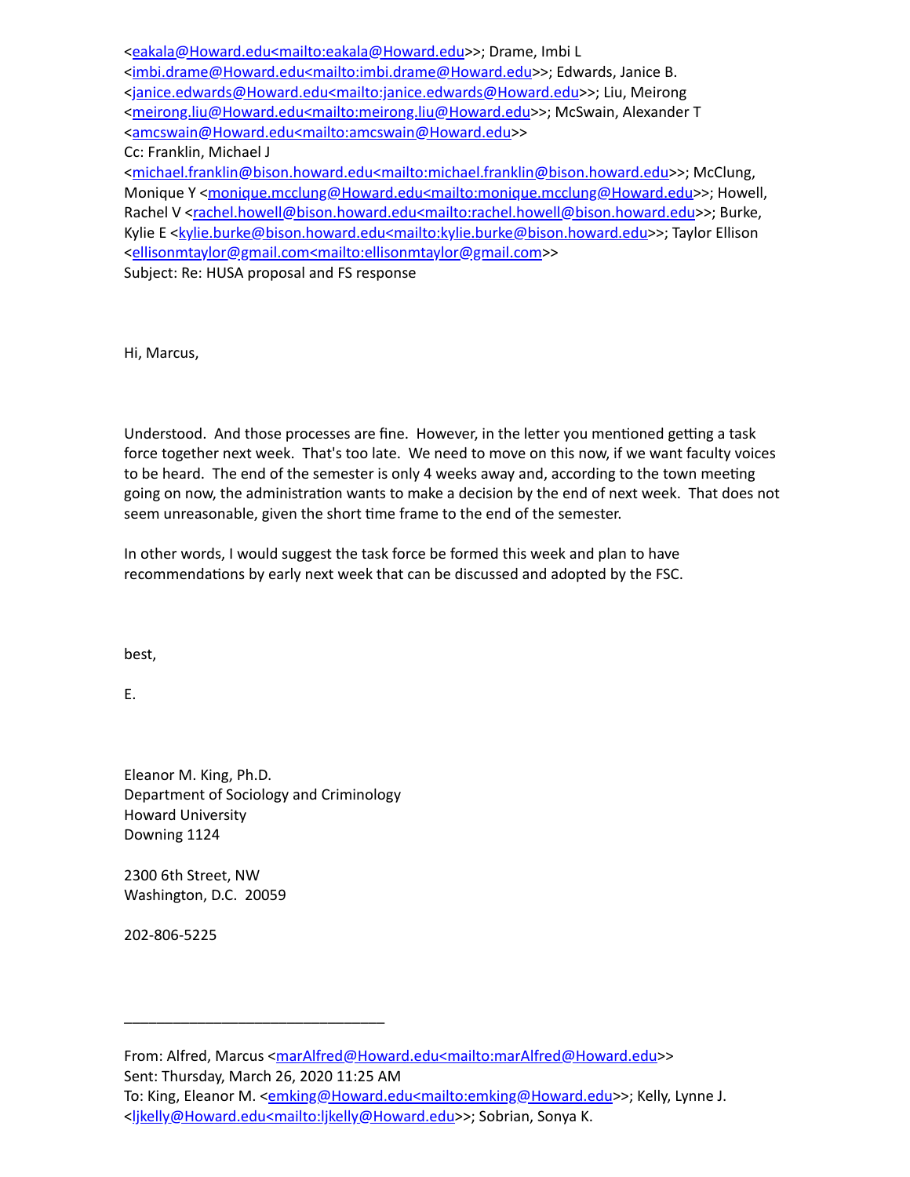<eakala@Howard.edu<mailto:eakala@Howard.edu>>; Drame, Imbi L <imbi.drame@Howard.edu<mailto:imbi.drame@Howard.edu>>; Edwards, Janice B. <janice.edwards@Howard.edu<mailto:janice.edwards@Howard.edu>>; Liu, Meirong <meirong.liu@Howard.edu<mailto:meirong.liu@Howard.edu>>; McSwain, Alexander T <amcswain@Howard.edu<mailto:amcswain@Howard.edu>>
Cc: Franklin, Michael J <michael.franklin@bison.howard.edu<mailto:michael.franklin@bison.howard.edu>>; McClung, Monique Y <monique.mcclung@Howard.edu<mailto:monique.mcclung@Howard.edu>>; Howell, Rachel V <rachel.howell@bison.howard.edu<mailto:rachel.howell@bison.howard.edu>>; Burke, Kylie E <kylie.burke@bison.howard.edu<mailto:kylie.burke@bison.howard.edu>>; Taylor Ellison <ellisonmtaylor@gmail.com<mailto:ellisonmtaylor@gmail.com>>
Subject: Re: HUSA proposal and FS response

Hi, Marcus,

Understood. And those processes are fine. However, in the letter you mentioned getting a task force together next week. That's too late. We need to move on this now, if we want faculty voices to be heard. The end of the semester is only 4 weeks away and, according to the town meeting going on now, the administration wants to make a decision by the end of next week. That does not seem unreasonable, given the short time frame to the end of the semester.

In other words, I would suggest the task force be formed this week and plan to have recommendations by early next week that can be discussed and adopted by the FSC.

best,

E.

Eleanor M. King, Ph.D.
Department of Sociology and Criminology
Howard University
Downing 1124

2300 6th Street, NW
Washington, D.C. 20059

202-806-5225

________________________________

From: Alfred, Marcus <marAlfred@Howard.edu<mailto:marAlfred@Howard.edu>>
Sent: Thursday, March 26, 2020 11:25 AM
To: King, Eleanor M. <emking@Howard.edu<mailto:emking@Howard.edu>>; Kelly, Lynne J. <ljkelly@Howard.edu<mailto:ljkelly@Howard.edu>>; Sobrian, Sonya K.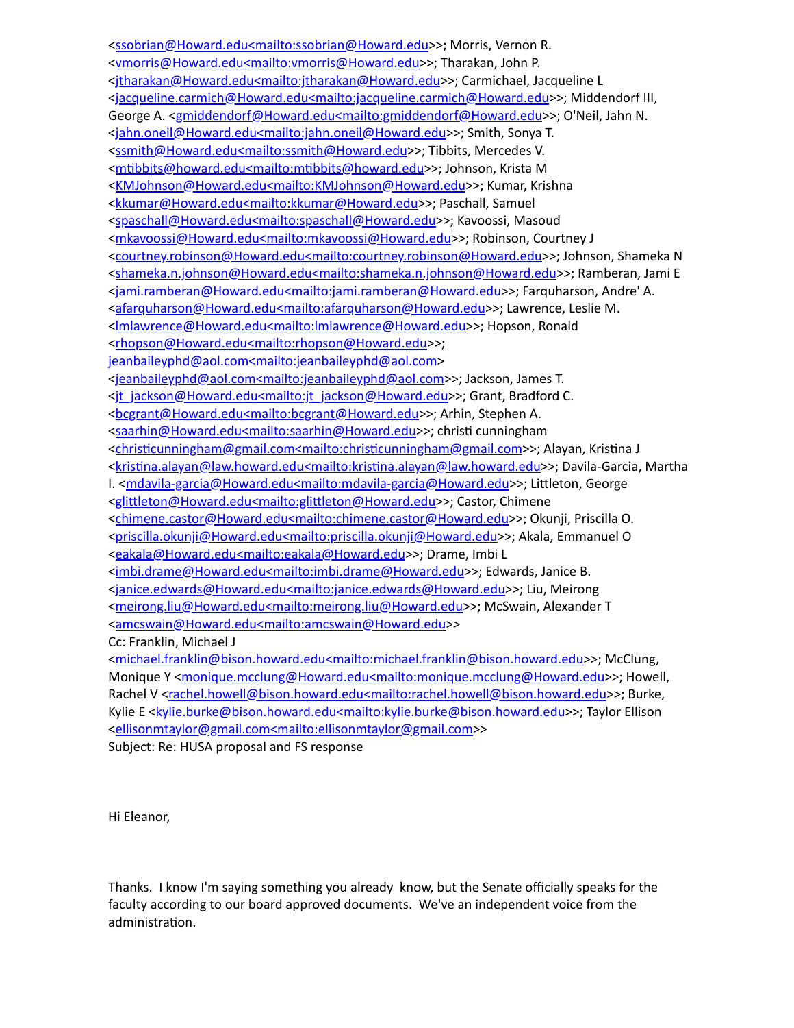<ssobrian@Howard.edu<mailto:ssobrian@Howard.edu>>; Morris, Vernon R. <vmorris@Howard.edu<mailto:vmorris@Howard.edu>>; Tharakan, John P. <jtharakan@Howard.edu<mailto:jtharakan@Howard.edu>>; Carmichael, Jacqueline L <jacqueline.carmich@Howard.edu<mailto:jacqueline.carmich@Howard.edu>>; Middendorf III, George A. <gmiddendorf@Howard.edu<mailto:gmiddendorf@Howard.edu>>; O'Neil, Jahn N. <jahn.oneil@Howard.edu<mailto:jahn.oneil@Howard.edu>>; Smith, Sonya T. <ssmith@Howard.edu<mailto:ssmith@Howard.edu>>; Tibbits, Mercedes V. <mtibbits@howard.edu<mailto:mtibbits@howard.edu>>; Johnson, Krista M <KMJohnson@Howard.edu<mailto:KMJohnson@Howard.edu>>; Kumar, Krishna <kkumar@Howard.edu<mailto:kkumar@Howard.edu>>; Paschall, Samuel <spaschall@Howard.edu<mailto:spaschall@Howard.edu>>; Kavoossi, Masoud <mkavoossi@Howard.edu<mailto:mkavoossi@Howard.edu>>; Robinson, Courtney J <courtney.robinson@Howard.edu<mailto:courtney.robinson@Howard.edu>>; Johnson, Shameka N <shameka.n.johnson@Howard.edu<mailto:shameka.n.johnson@Howard.edu>>; Ramberan, Jami E <jami.ramberan@Howard.edu<mailto:jami.ramberan@Howard.edu>>; Farquharson, Andre' A. <afarquharson@Howard.edu<mailto:afarquharson@Howard.edu>>; Lawrence, Leslie M. <lmlawrence@Howard.edu<mailto:lmlawrence@Howard.edu>>; Hopson, Ronald <rhopson@Howard.edu<mailto:rhopson@Howard.edu>>; jeanbaileyphd@aol.com<mailto:jeanbaileyphd@aol.com> <jeanbaileyphd@aol.com<mailto:jeanbaileyphd@aol.com>>; Jackson, James T. <jt_jackson@Howard.edu<mailto:jt_jackson@Howard.edu>>; Grant, Bradford C. <bcgrant@Howard.edu<mailto:bcgrant@Howard.edu>>; Arhin, Stephen A. <saarhin@Howard.edu<mailto:saarhin@Howard.edu>>; christi cunningham <christicunningham@gmail.com<mailto:christicunningham@gmail.com>>; Alayan, Kristina J <kristina.alayan@law.howard.edu<mailto:kristina.alayan@law.howard.edu>>; Davila-Garcia, Martha I. <mdavila-garcia@Howard.edu<mailto:mdavila-garcia@Howard.edu>>; Littleton, George <glittleton@Howard.edu<mailto:glittleton@Howard.edu>>; Castor, Chimene <chimene.castor@Howard.edu<mailto:chimene.castor@Howard.edu>>; Okunji, Priscilla O. <priscilla.okunji@Howard.edu<mailto:priscilla.okunji@Howard.edu>>; Akala, Emmanuel O <eakala@Howard.edu<mailto:eakala@Howard.edu>>; Drame, Imbi L <imbi.drame@Howard.edu<mailto:imbi.drame@Howard.edu>>; Edwards, Janice B. <janice.edwards@Howard.edu<mailto:janice.edwards@Howard.edu>>; Liu, Meirong <meirong.liu@Howard.edu<mailto:meirong.liu@Howard.edu>>; McSwain, Alexander T <amcswain@Howard.edu<mailto:amcswain@Howard.edu>>
Cc: Franklin, Michael J <michael.franklin@bison.howard.edu<mailto:michael.franklin@bison.howard.edu>>; McClung, Monique Y <monique.mcclung@Howard.edu<mailto:monique.mcclung@Howard.edu>>; Howell, Rachel V <rachel.howell@bison.howard.edu<mailto:rachel.howell@bison.howard.edu>>; Burke, Kylie E <kylie.burke@bison.howard.edu<mailto:kylie.burke@bison.howard.edu>>; Taylor Ellison <ellisonmtaylor@gmail.com<mailto:ellisonmtaylor@gmail.com>>
Subject: Re: HUSA proposal and FS response

Hi Eleanor,

Thanks. I know I'm saying something you already know, but the Senate officially speaks for the faculty according to our board approved documents. We've an independent voice from the administration.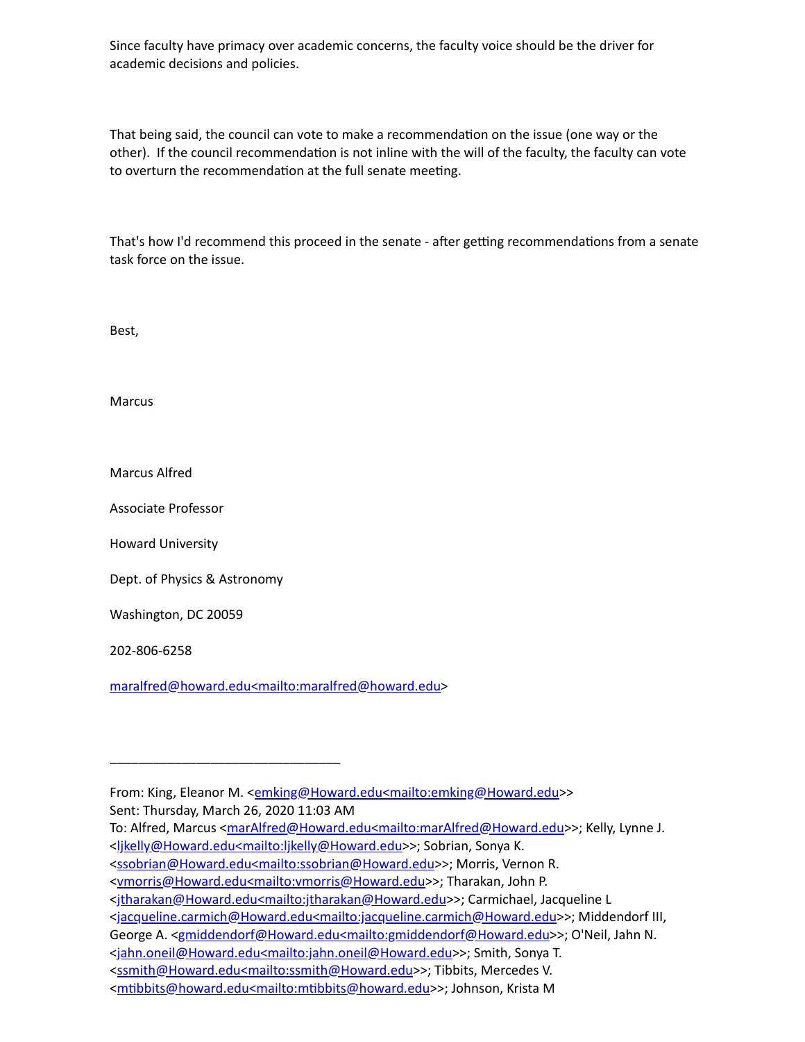Since faculty have primacy over academic concerns, the faculty voice should be the driver for academic decisions and policies.

That being said, the council can vote to make a recommendation on the issue (one way or the other). If the council recommendation is not inline with the will of the faculty, the faculty can vote to overturn the recommendation at the full senate meeting.

That's how I'd recommend this proceed in the senate - after getting recommendations from a senate task force on the issue.

Best,

Marcus

Marcus Alfred

Associate Professor

Howard University

Dept. of Physics & Astronomy

Washington, DC 20059

202-806-6258

maralfred@howard.edu<mailto:maralfred@howard.edu>

________________________________

From: King, Eleanor M. <emking@Howard.edu<mailto:emking@Howard.edu>>
Sent: Thursday, March 26, 2020 11:03 AM
To: Alfred, Marcus <marAlfred@Howard.edu<mailto:marAlfred@Howard.edu>>; Kelly, Lynne J. <ljkelly@Howard.edu<mailto:ljkelly@Howard.edu>>; Sobrian, Sonya K. <ssobrian@Howard.edu<mailto:ssobrian@Howard.edu>>; Morris, Vernon R. <vmorris@Howard.edu<mailto:vmorris@Howard.edu>>; Tharakan, John P. <jtharakan@Howard.edu<mailto:jtharakan@Howard.edu>>; Carmichael, Jacqueline L <jacqueline.carmich@Howard.edu<mailto:jacqueline.carmich@Howard.edu>>; Middendorf III, George A. <gmiddendorf@Howard.edu<mailto:gmiddendorf@Howard.edu>>; O'Neil, Jahn N. <jahn.oneil@Howard.edu<mailto:jahn.oneil@Howard.edu>>; Smith, Sonya T. <ssmith@Howard.edu<mailto:ssmith@Howard.edu>>; Tibbits, Mercedes V. <mtibbits@howard.edu<mailto:mtibbits@howard.edu>>; Johnson, Krista M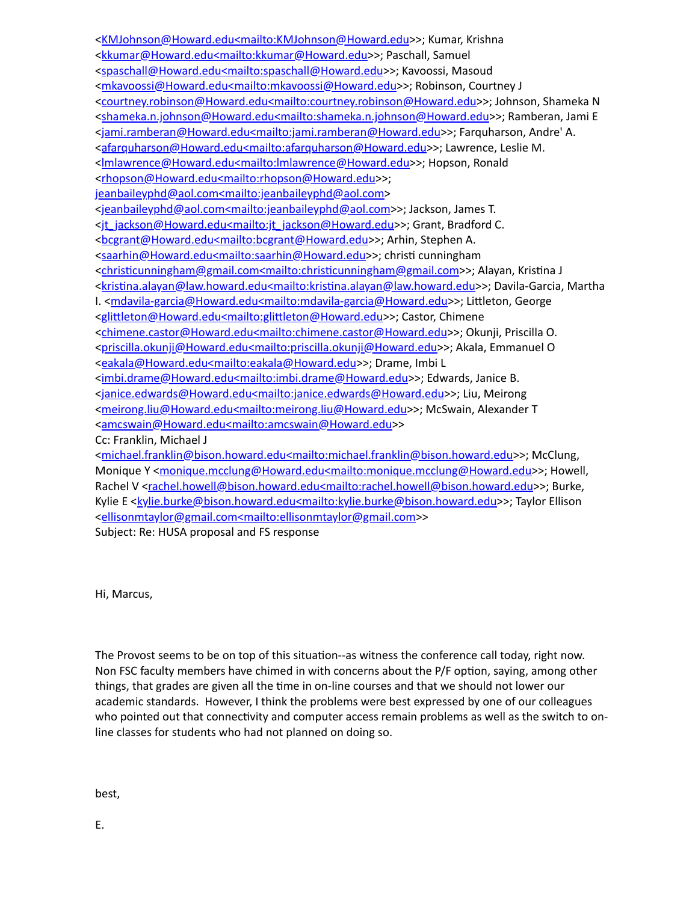<KMJohnson@Howard.edu<mailto:KMJohnson@Howard.edu>>; Kumar, Krishna <kkumar@Howard.edu<mailto:kkumar@Howard.edu>>; Paschall, Samuel <spaschall@Howard.edu<mailto:spaschall@Howard.edu>>; Kavoossi, Masoud <mkavoossi@Howard.edu<mailto:mkavoossi@Howard.edu>>; Robinson, Courtney J <courtney.robinson@Howard.edu<mailto:courtney.robinson@Howard.edu>>; Johnson, Shameka N <shameka.n.johnson@Howard.edu<mailto:shameka.n.johnson@Howard.edu>>; Ramberan, Jami E <jami.ramberan@Howard.edu<mailto:jami.ramberan@Howard.edu>>; Farquharson, Andre' A. <afarquharson@Howard.edu<mailto:afarquharson@Howard.edu>>; Lawrence, Leslie M. <lmlawrence@Howard.edu<mailto:lmlawrence@Howard.edu>>; Hopson, Ronald <rhopson@Howard.edu<mailto:rhopson@Howard.edu>>; jeanbaileyphd@aol.com<mailto:jeanbaileyphd@aol.com> <jeanbaileyphd@aol.com<mailto:jeanbaileyphd@aol.com>>; Jackson, James T. <jt_jackson@Howard.edu<mailto:jt_jackson@Howard.edu>>; Grant, Bradford C. <bcgrant@Howard.edu<mailto:bcgrant@Howard.edu>>; Arhin, Stephen A. <saarhin@Howard.edu<mailto:saarhin@Howard.edu>>; christi cunningham <christicunningham@gmail.com<mailto:christicunningham@gmail.com>>; Alayan, Kristina J <kristina.alayan@law.howard.edu<mailto:kristina.alayan@law.howard.edu>>; Davila-Garcia, Martha I. <mdavila-garcia@Howard.edu<mailto:mdavila-garcia@Howard.edu>>; Littleton, George <glittleton@Howard.edu<mailto:glittleton@Howard.edu>>; Castor, Chimene <chimene.castor@Howard.edu<mailto:chimene.castor@Howard.edu>>; Okunji, Priscilla O. <priscilla.okunji@Howard.edu<mailto:priscilla.okunji@Howard.edu>>; Akala, Emmanuel O <eakala@Howard.edu<mailto:eakala@Howard.edu>>; Drame, Imbi L <imbi.drame@Howard.edu<mailto:imbi.drame@Howard.edu>>; Edwards, Janice B. <janice.edwards@Howard.edu<mailto:janice.edwards@Howard.edu>>; Liu, Meirong <meirong.liu@Howard.edu<mailto:meirong.liu@Howard.edu>>; McSwain, Alexander T <amcswain@Howard.edu<mailto:amcswain@Howard.edu>>
Cc: Franklin, Michael J <michael.franklin@bison.howard.edu<mailto:michael.franklin@bison.howard.edu>>; McClung, Monique Y <monique.mcclung@Howard.edu<mailto:monique.mcclung@Howard.edu>>; Howell, Rachel V <rachel.howell@bison.howard.edu<mailto:rachel.howell@bison.howard.edu>>; Burke, Kylie E <kylie.burke@bison.howard.edu<mailto:kylie.burke@bison.howard.edu>>; Taylor Ellison <ellisonmtaylor@gmail.com<mailto:ellisonmtaylor@gmail.com>>
Subject: Re: HUSA proposal and FS response

Hi, Marcus,

The Provost seems to be on top of this situation--as witness the conference call today, right now. Non FSC faculty members have chimed in with concerns about the P/F option, saying, among other things, that grades are given all the time in on-line courses and that we should not lower our academic standards. However, I think the problems were best expressed by one of our colleagues who pointed out that connectivity and computer access remain problems as well as the switch to on-line classes for students who had not planned on doing so.

best,

E.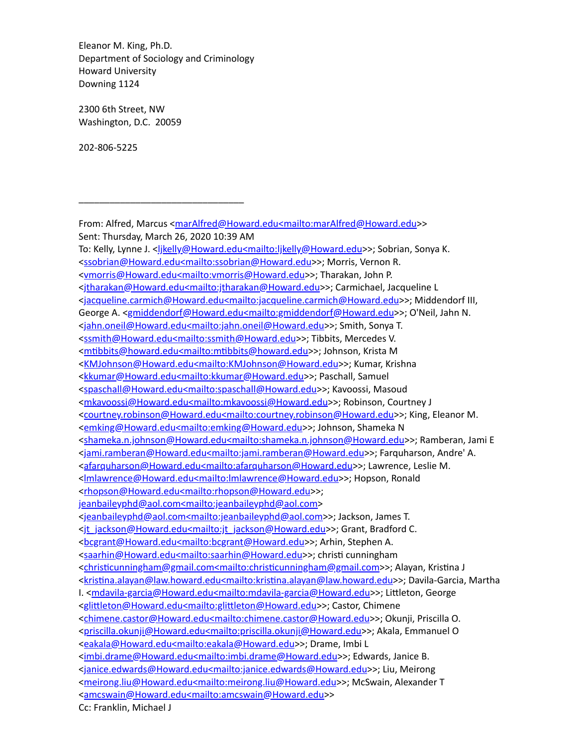Eleanor M. King, Ph.D.
Department of Sociology and Criminology
Howard University
Downing 1124

2300 6th Street, NW
Washington, D.C. 20059

202-806-5225

________________________________

From: Alfred, Marcus <marAlfred@Howard.edu<mailto:marAlfred@Howard.edu>>
Sent: Thursday, March 26, 2020 10:39 AM
To: Kelly, Lynne J. <ljkelly@Howard.edu<mailto:ljkelly@Howard.edu>>; Sobrian, Sonya K. <ssobrian@Howard.edu<mailto:ssobrian@Howard.edu>>; Morris, Vernon R. <vmorris@Howard.edu<mailto:vmorris@Howard.edu>>; Tharakan, John P. <jtharakan@Howard.edu<mailto:jtharakan@Howard.edu>>; Carmichael, Jacqueline L <jacqueline.carmich@Howard.edu<mailto:jacqueline.carmich@Howard.edu>>; Middendorf III, George A. <gmiddendorf@Howard.edu<mailto:gmiddendorf@Howard.edu>>; O'Neil, Jahn N. <jahn.oneil@Howard.edu<mailto:jahn.oneil@Howard.edu>>; Smith, Sonya T. <ssmith@Howard.edu<mailto:ssmith@Howard.edu>>; Tibbits, Mercedes V. <mtibbits@howard.edu<mailto:mtibbits@howard.edu>>; Johnson, Krista M <KMJohnson@Howard.edu<mailto:KMJohnson@Howard.edu>>; Kumar, Krishna <kkumar@Howard.edu<mailto:kkumar@Howard.edu>>; Paschall, Samuel <spaschall@Howard.edu<mailto:spaschall@Howard.edu>>; Kavoossi, Masoud <mkavoossi@Howard.edu<mailto:mkavoossi@Howard.edu>>; Robinson, Courtney J <courtney.robinson@Howard.edu<mailto:courtney.robinson@Howard.edu>>; King, Eleanor M. <emking@Howard.edu<mailto:emking@Howard.edu>>; Johnson, Shameka N <shameka.n.johnson@Howard.edu<mailto:shameka.n.johnson@Howard.edu>>; Ramberan, Jami E <jami.ramberan@Howard.edu<mailto:jami.ramberan@Howard.edu>>; Farquharson, Andre' A. <afarquharson@Howard.edu<mailto:afarquharson@Howard.edu>>; Lawrence, Leslie M. <lmlawrence@Howard.edu<mailto:lmlawrence@Howard.edu>>; Hopson, Ronald <rhopson@Howard.edu<mailto:rhopson@Howard.edu>>; jeanbaileyphd@aol.com<mailto:jeanbaileyphd@aol.com> <jeanbaileyphd@aol.com<mailto:jeanbaileyphd@aol.com>>; Jackson, James T. <jt_jackson@Howard.edu<mailto:jt_jackson@Howard.edu>>; Grant, Bradford C. <bcgrant@Howard.edu<mailto:bcgrant@Howard.edu>>; Arhin, Stephen A. <saarhin@Howard.edu<mailto:saarhin@Howard.edu>>; christi cunningham <christicunningham@gmail.com<mailto:christicunningham@gmail.com>>; Alayan, Kristina J <kristina.alayan@law.howard.edu<mailto:kristina.alayan@law.howard.edu>>; Davila-Garcia, Martha I. <mdavila-garcia@Howard.edu<mailto:mdavila-garcia@Howard.edu>>; Littleton, George <glittleton@Howard.edu<mailto:glittleton@Howard.edu>>; Castor, Chimene <chimene.castor@Howard.edu<mailto:chimene.castor@Howard.edu>>; Okunji, Priscilla O. <priscilla.okunji@Howard.edu<mailto:priscilla.okunji@Howard.edu>>; Akala, Emmanuel O <eakala@Howard.edu<mailto:eakala@Howard.edu>>; Drame, Imbi L <imbi.drame@Howard.edu<mailto:imbi.drame@Howard.edu>>; Edwards, Janice B. <janice.edwards@Howard.edu<mailto:janice.edwards@Howard.edu>>; Liu, Meirong <meirong.liu@Howard.edu<mailto:meirong.liu@Howard.edu>>; McSwain, Alexander T <amcswain@Howard.edu<mailto:amcswain@Howard.edu>>
Cc: Franklin, Michael J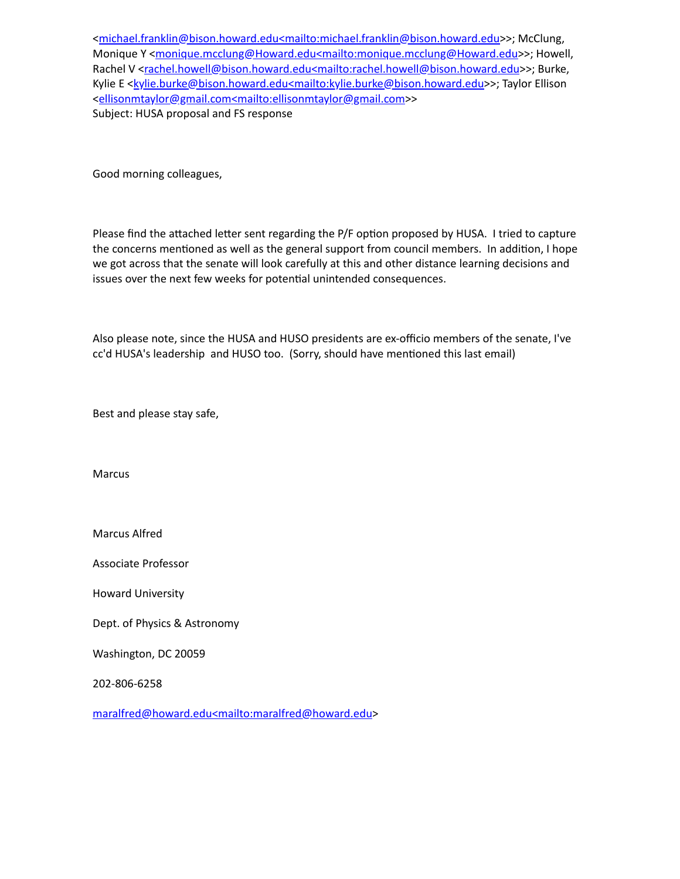<michael.franklin@bison.howard.edu<mailto:michael.franklin@bison.howard.edu>>; McClung, Monique Y <monique.mcclung@Howard.edu<mailto:monique.mcclung@Howard.edu>>; Howell, Rachel V <rachel.howell@bison.howard.edu<mailto:rachel.howell@bison.howard.edu>>; Burke, Kylie E <kylie.burke@bison.howard.edu<mailto:kylie.burke@bison.howard.edu>>; Taylor Ellison <ellisonmtaylor@gmail.com<mailto:ellisonmtaylor@gmail.com>>
Subject: HUSA proposal and FS response

Good morning colleagues,

Please find the attached letter sent regarding the P/F option proposed by HUSA. I tried to capture the concerns mentioned as well as the general support from council members. In addition, I hope we got across that the senate will look carefully at this and other distance learning decisions and issues over the next few weeks for potential unintended consequences.

Also please note, since the HUSA and HUSO presidents are ex-officio members of the senate, I've cc'd HUSA's leadership and HUSO too. (Sorry, should have mentioned this last email)

Best and please stay safe,

Marcus

Marcus Alfred

Associate Professor

Howard University

Dept. of Physics & Astronomy

Washington, DC 20059

202-806-6258

maralfred@howard.edu<mailto:maralfred@howard.edu>